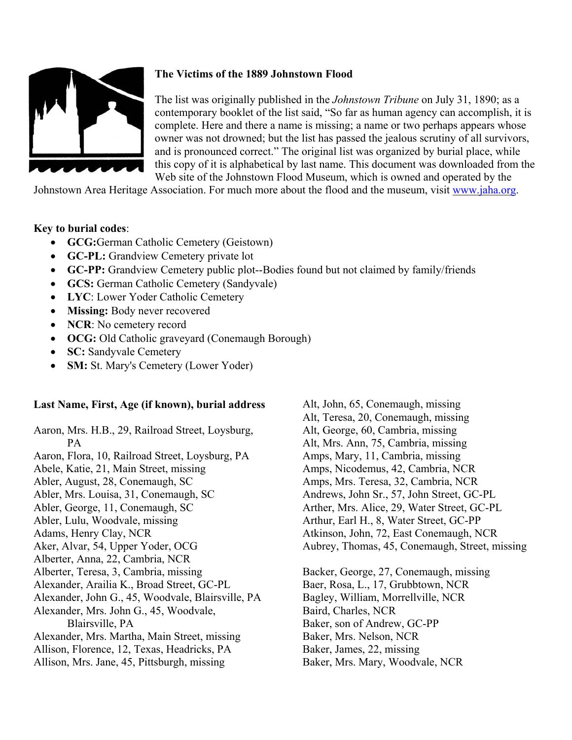**The Victims of the 1889 Johnstown Flood**

The list was originally published in the *Johnstown Tribune* on July 31, 1890; as a contemporary booklet of the list said, "So far as human agency can accomplish, it is complete. Here and there a name is missing; a name or two perhaps appears whose owner was not drowned; but the list has passed the jealous scrutiny of all survivors, and is pronounced correct." The original list was organized by burial place, while this copy of it is alphabetical by last name. This document was downloaded from the Web site of the Johnstown Flood Museum, which is owned and operated by the Johnstown Area Heritage Association. For much more about the flood and the museum, visit www.jaha.org.

**Key to burial codes**:

- **GCG:** German Catholic Cemetery (Geistown)
- **GC-PL:** Grandview Cemetery private lot
- **GC-PP:** Grandview Cemetery public plot--Bodies found but not claimed by family/friends
- **GCS:** German Catholic Cemetery (Sandyvale)
- **LYC**: Lower Yoder Catholic Cemetery
- **Missing:** Body never recovered
- **NCR**: No cemetery record
- **OCG:** Old Catholic graveyard (Conemaugh Borough)
- **SC:** Sandyvale Cemetery
- **SM:** St. Mary's Cemetery (Lower Yoder)

**Last Name, First, Age (if known), burial address**

Aaron, Mrs. H.B., 29, Railroad Street, Loysburg, PA
Aaron, Flora, 10, Railroad Street, Loysburg, PA
Abele, Katie, 21, Main Street, missing
Abler, August, 28, Conemaugh, SC
Abler, Mrs. Louisa, 31, Conemaugh, SC
Abler, George, 11, Conemaugh, SC
Abler, Lulu, Woodvale, missing
Adams, Henry Clay, NCR
Aker, Alvar, 54, Upper Yoder, OCG
Alberter, Anna, 22, Cambria, NCR
Alberter, Teresa, 3, Cambria, missing
Alexander, Arailia K., Broad Street, GC-PL
Alexander, John G., 45, Woodvale, Blairsville, PA
Alexander, Mrs. John G., 45, Woodvale, Blairsville, PA
Alexander, Mrs. Martha, Main Street, missing
Allison, Florence, 12, Texas, Headricks, PA
Allison, Mrs. Jane, 45, Pittsburgh, missing
Alt, John, 65, Conemaugh, missing
Alt, Teresa, 20, Conemaugh, missing
Alt, George, 60, Cambria, missing
Alt, Mrs. Ann, 75, Cambria, missing
Amps, Mary, 11, Cambria, missing
Amps, Nicodemus, 42, Cambria, NCR
Amps, Mrs. Teresa, 32, Cambria, NCR
Andrews, John Sr., 57, John Street, GC-PL
Arther, Mrs. Alice, 29, Water Street, GC-PL
Arthur, Earl H., 8, Water Street, GC-PP
Atkinson, John, 72, East Conemaugh, NCR
Aubrey, Thomas, 45, Conemaugh, Street, missing

Backer, George, 27, Conemaugh, missing
Baer, Rosa, L., 17, Grubbtown, NCR
Bagley, William, Morrellville, NCR
Baird, Charles, NCR
Baker, son of Andrew, GC-PP
Baker, Mrs. Nelson, NCR
Baker, James, 22, missing
Baker, Mrs. Mary, Woodvale, NCR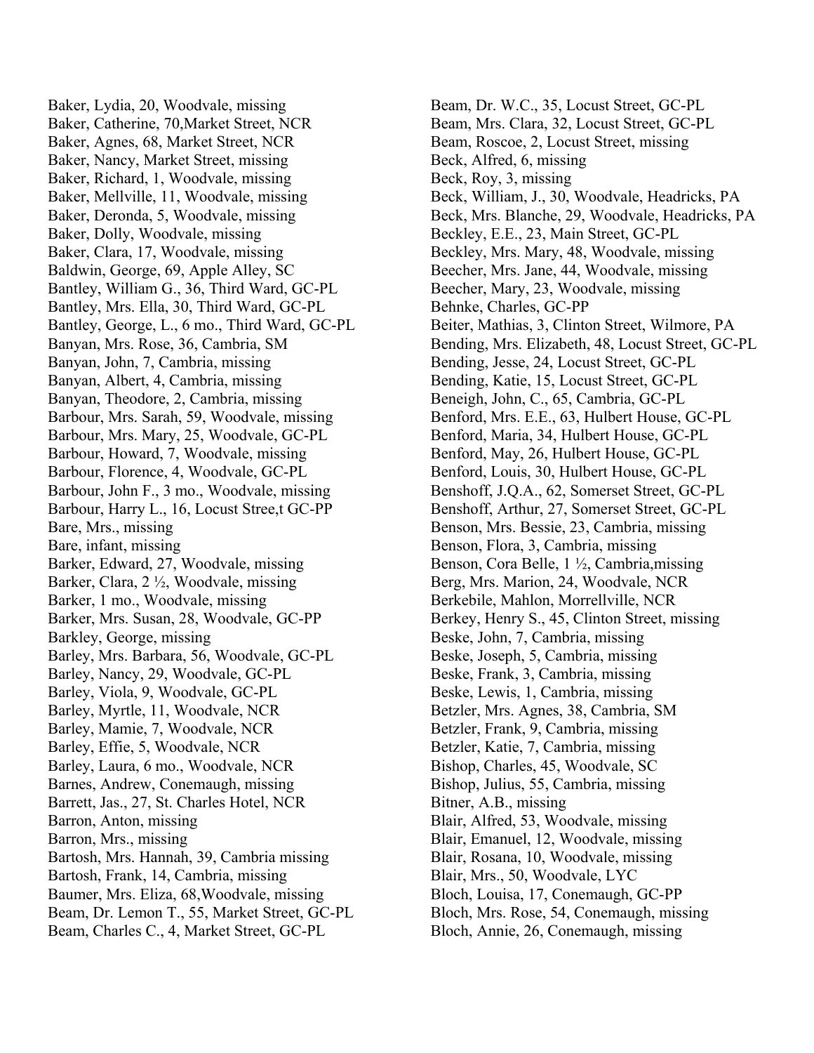Baker, Lydia, 20, Woodvale, missing
Baker, Catherine, 70,Market Street, NCR
Baker, Agnes, 68, Market Street, NCR
Baker, Nancy, Market Street, missing
Baker, Richard, 1, Woodvale, missing
Baker, Mellville, 11, Woodvale, missing
Baker, Deronda, 5, Woodvale, missing
Baker, Dolly, Woodvale, missing
Baker, Clara, 17, Woodvale, missing
Baldwin, George, 69, Apple Alley, SC
Bantley, William G., 36, Third Ward, GC-PL
Bantley, Mrs. Ella, 30, Third Ward, GC-PL
Bantley, George, L., 6 mo., Third Ward, GC-PL
Banyan, Mrs. Rose, 36, Cambria, SM
Banyan, John, 7, Cambria, missing
Banyan, Albert, 4, Cambria, missing
Banyan, Theodore, 2, Cambria, missing
Barbour, Mrs. Sarah, 59, Woodvale, missing
Barbour, Mrs. Mary, 25, Woodvale, GC-PL
Barbour, Howard, 7, Woodvale, missing
Barbour, Florence, 4, Woodvale, GC-PL
Barbour, John F., 3 mo., Woodvale, missing
Barbour, Harry L., 16, Locust Stree,t GC-PP
Bare, Mrs., missing
Bare, infant, missing
Barker, Edward, 27, Woodvale, missing
Barker, Clara, 2 ½, Woodvale, missing
Barker, 1 mo., Woodvale, missing
Barker, Mrs. Susan, 28, Woodvale, GC-PP
Barkley, George, missing
Barley, Mrs. Barbara, 56, Woodvale, GC-PL
Barley, Nancy, 29, Woodvale, GC-PL
Barley, Viola, 9, Woodvale, GC-PL
Barley, Myrtle, 11, Woodvale, NCR
Barley, Mamie, 7, Woodvale, NCR
Barley, Effie, 5, Woodvale, NCR
Barley, Laura, 6 mo., Woodvale, NCR
Barnes, Andrew, Conemaugh, missing
Barrett, Jas., 27, St. Charles Hotel, NCR
Barron, Anton, missing
Barron, Mrs., missing
Bartosh, Mrs. Hannah, 39, Cambria missing
Bartosh, Frank, 14, Cambria, missing
Baumer, Mrs. Eliza, 68,Woodvale, missing
Beam, Dr. Lemon T., 55, Market Street, GC-PL
Beam, Charles C., 4, Market Street, GC-PL
Beam, Dr. W.C., 35, Locust Street, GC-PL
Beam, Mrs. Clara, 32, Locust Street, GC-PL
Beam, Roscoe, 2, Locust Street, missing
Beck, Alfred, 6, missing
Beck, Roy, 3, missing
Beck, William, J., 30, Woodvale, Headricks, PA
Beck, Mrs. Blanche, 29, Woodvale, Headricks, PA
Beckley, E.E., 23, Main Street, GC-PL
Beckley, Mrs. Mary, 48, Woodvale, missing
Beecher, Mrs. Jane, 44, Woodvale, missing
Beecher, Mary, 23, Woodvale, missing
Behnke, Charles, GC-PP
Beiter, Mathias, 3, Clinton Street, Wilmore, PA
Bending, Mrs. Elizabeth, 48, Locust Street, GC-PL
Bending, Jesse, 24, Locust Street, GC-PL
Bending, Katie, 15, Locust Street, GC-PL
Beneigh, John, C., 65, Cambria, GC-PL
Benford, Mrs. E.E., 63, Hulbert House, GC-PL
Benford, Maria, 34, Hulbert House, GC-PL
Benford, May, 26, Hulbert House, GC-PL
Benford, Louis, 30, Hulbert House, GC-PL
Benshoff, J.Q.A., 62, Somerset Street, GC-PL
Benshoff, Arthur, 27, Somerset Street, GC-PL
Benson, Mrs. Bessie, 23, Cambria, missing
Benson, Flora, 3, Cambria, missing
Benson, Cora Belle, 1 ½, Cambria,missing
Berg, Mrs. Marion, 24, Woodvale, NCR
Berkebile, Mahlon, Morrellville, NCR
Berkey, Henry S., 45, Clinton Street, missing
Beske, John, 7, Cambria, missing
Beske, Joseph, 5, Cambria, missing
Beske, Frank, 3, Cambria, missing
Beske, Lewis, 1, Cambria, missing
Betzler, Mrs. Agnes, 38, Cambria, SM
Betzler, Frank, 9, Cambria, missing
Betzler, Katie, 7, Cambria, missing
Bishop, Charles, 45, Woodvale, SC
Bishop, Julius, 55, Cambria, missing
Bitner, A.B., missing
Blair, Alfred, 53, Woodvale, missing
Blair, Emanuel, 12, Woodvale, missing
Blair, Rosana, 10, Woodvale, missing
Blair, Mrs., 50, Woodvale, LYC
Bloch, Louisa, 17, Conemaugh, GC-PP
Bloch, Mrs. Rose, 54, Conemaugh, missing
Bloch, Annie, 26, Conemaugh, missing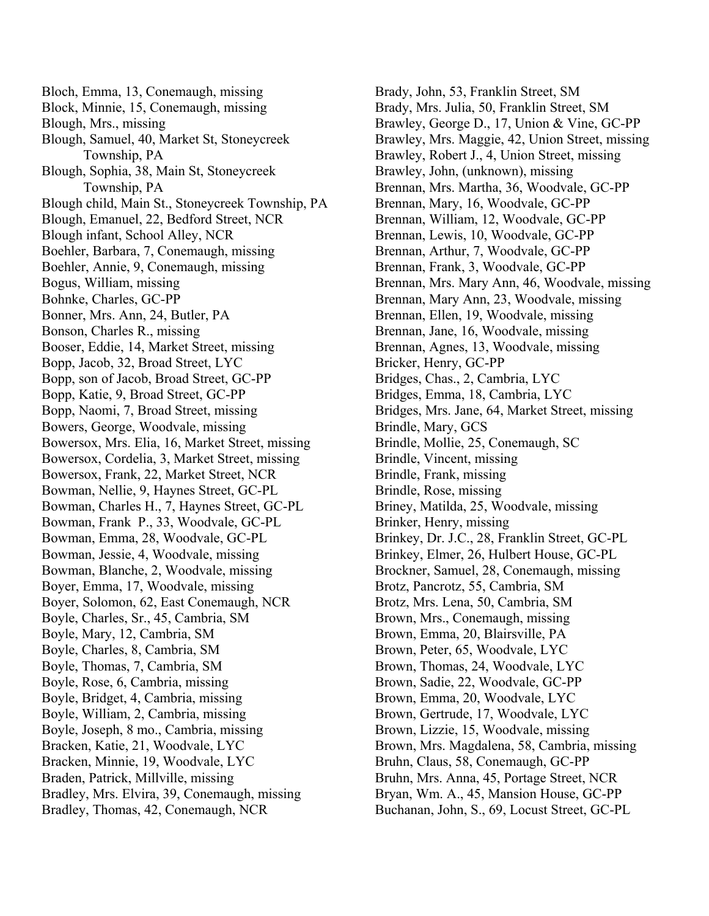Bloch, Emma, 13, Conemaugh, missing
Block, Minnie, 15, Conemaugh, missing
Blough, Mrs., missing
Blough, Samuel, 40, Market St, Stoneycreek Township, PA
Blough, Sophia, 38, Main St, Stoneycreek Township, PA
Blough child, Main St., Stoneycreek Township, PA
Blough, Emanuel, 22, Bedford Street, NCR
Blough infant, School Alley, NCR
Boehler, Barbara, 7, Conemaugh, missing
Boehler, Annie, 9, Conemaugh, missing
Bogus, William, missing
Bohnke, Charles, GC-PP
Bonner, Mrs. Ann, 24, Butler, PA
Bonson, Charles R., missing
Booser, Eddie, 14, Market Street, missing
Bopp, Jacob, 32, Broad Street, LYC
Bopp, son of Jacob, Broad Street, GC-PP
Bopp, Katie, 9, Broad Street, GC-PP
Bopp, Naomi, 7, Broad Street, missing
Bowers, George, Woodvale, missing
Bowersox, Mrs. Elia, 16, Market Street, missing
Bowersox, Cordelia, 3, Market Street, missing
Bowersox, Frank, 22, Market Street, NCR
Bowman, Nellie, 9, Haynes Street, GC-PL
Bowman, Charles H., 7, Haynes Street, GC-PL
Bowman, Frank P., 33, Woodvale, GC-PL
Bowman, Emma, 28, Woodvale, GC-PL
Bowman, Jessie, 4, Woodvale, missing
Bowman, Blanche, 2, Woodvale, missing
Boyer, Emma, 17, Woodvale, missing
Boyer, Solomon, 62, East Conemaugh, NCR
Boyle, Charles, Sr., 45, Cambria, SM
Boyle, Mary, 12, Cambria, SM
Boyle, Charles, 8, Cambria, SM
Boyle, Thomas, 7, Cambria, SM
Boyle, Rose, 6, Cambria, missing
Boyle, Bridget, 4, Cambria, missing
Boyle, William, 2, Cambria, missing
Boyle, Joseph, 8 mo., Cambria, missing
Bracken, Katie, 21, Woodvale, LYC
Bracken, Minnie, 19, Woodvale, LYC
Braden, Patrick, Millville, missing
Bradley, Mrs. Elvira, 39, Conemaugh, missing
Bradley, Thomas, 42, Conemaugh, NCR
Brady, John, 53, Franklin Street, SM
Brady, Mrs. Julia, 50, Franklin Street, SM
Brawley, George D., 17, Union & Vine, GC-PP
Brawley, Mrs. Maggie, 42, Union Street, missing
Brawley, Robert J., 4, Union Street, missing
Brawley, John, (unknown), missing
Brennan, Mrs. Martha, 36, Woodvale, GC-PP
Brennan, Mary, 16, Woodvale, GC-PP
Brennan, William, 12, Woodvale, GC-PP
Brennan, Lewis, 10, Woodvale, GC-PP
Brennan, Arthur, 7, Woodvale, GC-PP
Brennan, Frank, 3, Woodvale, GC-PP
Brennan, Mrs. Mary Ann, 46, Woodvale, missing
Brennan, Mary Ann, 23, Woodvale, missing
Brennan, Ellen, 19, Woodvale, missing
Brennan, Jane, 16, Woodvale, missing
Brennan, Agnes, 13, Woodvale, missing
Bricker, Henry, GC-PP
Bridges, Chas., 2, Cambria, LYC
Bridges, Emma, 18, Cambria, LYC
Bridges, Mrs. Jane, 64, Market Street, missing
Brindle, Mary, GCS
Brindle, Mollie, 25, Conemaugh, SC
Brindle, Vincent, missing
Brindle, Frank, missing
Brindle, Rose, missing
Briney, Matilda, 25, Woodvale, missing
Brinker, Henry, missing
Brinkey, Dr. J.C., 28, Franklin Street, GC-PL
Brinkey, Elmer, 26, Hulbert House, GC-PL
Brockner, Samuel, 28, Conemaugh, missing
Brotz, Pancrotz, 55, Cambria, SM
Brotz, Mrs. Lena, 50, Cambria, SM
Brown, Mrs., Conemaugh, missing
Brown, Emma, 20, Blairsville, PA
Brown, Peter, 65, Woodvale, LYC
Brown, Thomas, 24, Woodvale, LYC
Brown, Sadie, 22, Woodvale, GC-PP
Brown, Emma, 20, Woodvale, LYC
Brown, Gertrude, 17, Woodvale, LYC
Brown, Lizzie, 15, Woodvale, missing
Brown, Mrs. Magdalena, 58, Cambria, missing
Bruhn, Claus, 58, Conemaugh, GC-PP
Bruhn, Mrs. Anna, 45, Portage Street, NCR
Bryan, Wm. A., 45, Mansion House, GC-PP
Buchanan, John, S., 69, Locust Street, GC-PL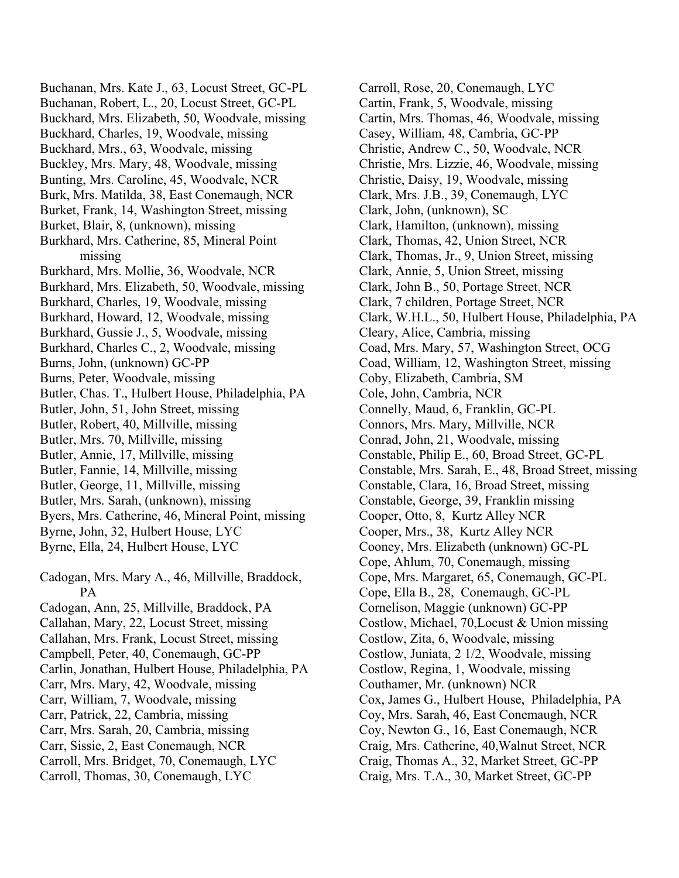Buchanan, Mrs. Kate J., 63, Locust Street, GC-PL
Buchanan, Robert, L., 20, Locust Street, GC-PL
Buckhard, Mrs. Elizabeth, 50, Woodvale, missing
Buckhard, Charles, 19, Woodvale, missing
Buckhard, Mrs., 63, Woodvale, missing
Buckley, Mrs. Mary, 48, Woodvale, missing
Bunting, Mrs. Caroline, 45, Woodvale, NCR
Burk, Mrs. Matilda, 38, East Conemaugh, NCR
Burket, Frank, 14, Washington Street, missing
Burket, Blair, 8, (unknown), missing
Burkhard, Mrs. Catherine, 85, Mineral Point missing
Burkhard, Mrs. Mollie, 36, Woodvale, NCR
Burkhard, Mrs. Elizabeth, 50, Woodvale, missing
Burkhard, Charles, 19, Woodvale, missing
Burkhard, Howard, 12, Woodvale, missing
Burkhard, Gussie J., 5, Woodvale, missing
Burkhard, Charles C., 2, Woodvale, missing
Burns, John, (unknown) GC-PP
Burns, Peter, Woodvale, missing
Butler, Chas. T., Hulbert House, Philadelphia, PA
Butler, John, 51, John Street, missing
Butler, Robert, 40, Millville, missing
Butler, Mrs. 70, Millville, missing
Butler, Annie, 17, Millville, missing
Butler, Fannie, 14, Millville, missing
Butler, George, 11, Millville, missing
Butler, Mrs. Sarah, (unknown), missing
Byers, Mrs. Catherine, 46, Mineral Point, missing
Byrne, John, 32, Hulbert House, LYC
Byrne, Ella, 24, Hulbert House, LYC

Cadogan, Mrs. Mary A., 46, Millville, Braddock, PA
Cadogan, Ann, 25, Millville, Braddock, PA
Callahan, Mary, 22, Locust Street, missing
Callahan, Mrs. Frank, Locust Street, missing
Campbell, Peter, 40, Conemaugh, GC-PP
Carlin, Jonathan, Hulbert House, Philadelphia, PA
Carr, Mrs. Mary, 42, Woodvale, missing
Carr, William, 7, Woodvale, missing
Carr, Patrick, 22, Cambria, missing
Carr, Mrs. Sarah, 20, Cambria, missing
Carr, Sissie, 2, East Conemaugh, NCR
Carroll, Mrs. Bridget, 70, Conemaugh, LYC
Carroll, Thomas, 30, Conemaugh, LYC
Carroll, Rose, 20, Conemaugh, LYC
Cartin, Frank, 5, Woodvale, missing
Cartin, Mrs. Thomas, 46, Woodvale, missing
Casey, William, 48, Cambria, GC-PP
Christie, Andrew C., 50, Woodvale, NCR
Christie, Mrs. Lizzie, 46, Woodvale, missing
Christie, Daisy, 19, Woodvale, missing
Clark, Mrs. J.B., 39, Conemaugh, LYC
Clark, John, (unknown), SC
Clark, Hamilton, (unknown), missing
Clark, Thomas, 42, Union Street, NCR
Clark, Thomas, Jr., 9, Union Street, missing
Clark, Annie, 5, Union Street, missing
Clark, John B., 50, Portage Street, NCR
Clark, 7 children, Portage Street, NCR
Clark, W.H.L., 50, Hulbert House, Philadelphia, PA
Cleary, Alice, Cambria, missing
Coad, Mrs. Mary, 57, Washington Street, OCG
Coad, William, 12, Washington Street, missing
Coby, Elizabeth, Cambria, SM
Cole, John, Cambria, NCR
Connelly, Maud, 6, Franklin, GC-PL
Connors, Mrs. Mary, Millville, NCR
Conrad, John, 21, Woodvale, missing
Constable, Philip E., 60, Broad Street, GC-PL
Constable, Mrs. Sarah, E., 48, Broad Street, missing
Constable, Clara, 16, Broad Street, missing
Constable, George, 39, Franklin missing
Cooper, Otto, 8, Kurtz Alley NCR
Cooper, Mrs., 38, Kurtz Alley NCR
Cooney, Mrs. Elizabeth (unknown) GC-PL
Cope, Ahlum, 70, Conemaugh, missing
Cope, Mrs. Margaret, 65, Conemaugh, GC-PL
Cope, Ella B., 28, Conemaugh, GC-PL
Cornelison, Maggie (unknown) GC-PP
Costlow, Michael, 70,Locust & Union missing
Costlow, Zita, 6, Woodvale, missing
Costlow, Juniata, 2 1/2, Woodvale, missing
Costlow, Regina, 1, Woodvale, missing
Couthamer, Mr. (unknown) NCR
Cox, James G., Hulbert House, Philadelphia, PA
Coy, Mrs. Sarah, 46, East Conemaugh, NCR
Coy, Newton G., 16, East Conemaugh, NCR
Craig, Mrs. Catherine, 40,Walnut Street, NCR
Craig, Thomas A., 32, Market Street, GC-PP
Craig, Mrs. T.A., 30, Market Street, GC-PP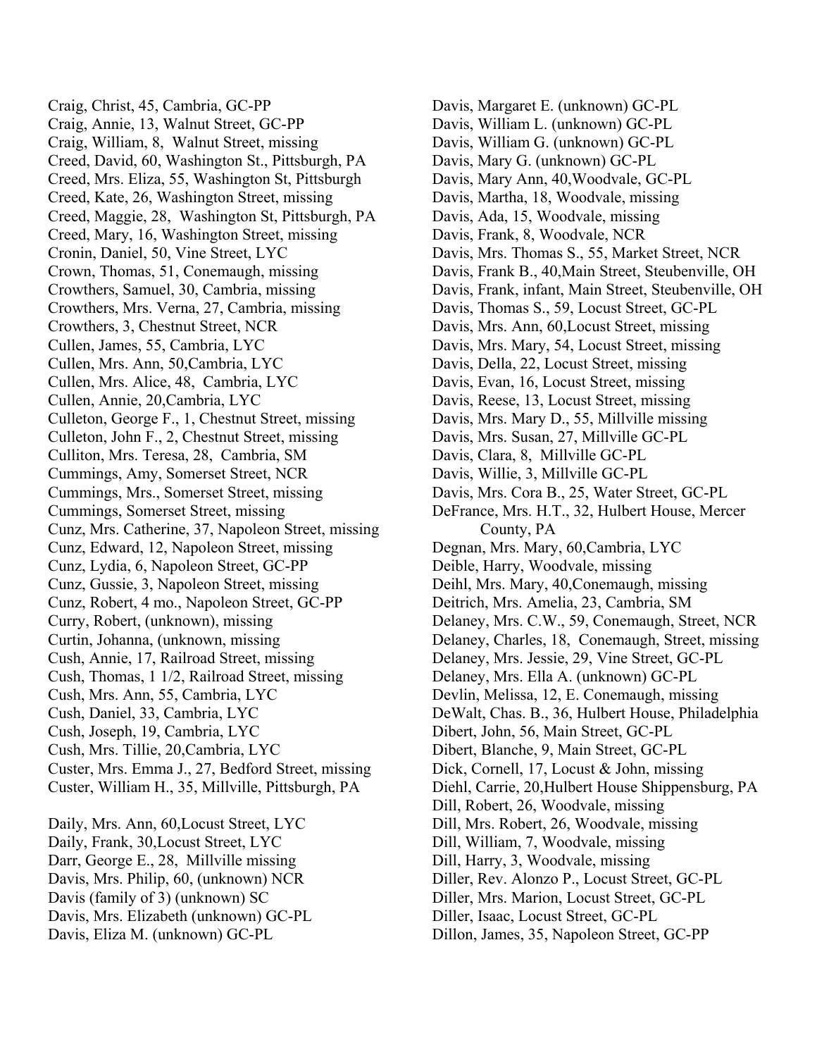Craig, Christ, 45, Cambria, GC-PP
Craig, Annie, 13, Walnut Street, GC-PP
Craig, William, 8, Walnut Street, missing
Creed, David, 60, Washington St., Pittsburgh, PA
Creed, Mrs. Eliza, 55, Washington St, Pittsburgh
Creed, Kate, 26, Washington Street, missing
Creed, Maggie, 28, Washington St, Pittsburgh, PA
Creed, Mary, 16, Washington Street, missing
Cronin, Daniel, 50, Vine Street, LYC
Crown, Thomas, 51, Conemaugh, missing
Crowthers, Samuel, 30, Cambria, missing
Crowthers, Mrs. Verna, 27, Cambria, missing
Crowthers, 3, Chestnut Street, NCR
Cullen, James, 55, Cambria, LYC
Cullen, Mrs. Ann, 50,Cambria, LYC
Cullen, Mrs. Alice, 48, Cambria, LYC
Cullen, Annie, 20,Cambria, LYC
Culleton, George F., 1, Chestnut Street, missing
Culleton, John F., 2, Chestnut Street, missing
Culliton, Mrs. Teresa, 28, Cambria, SM
Cummings, Amy, Somerset Street, NCR
Cummings, Mrs., Somerset Street, missing
Cummings, Somerset Street, missing
Cunz, Mrs. Catherine, 37, Napoleon Street, missing
Cunz, Edward, 12, Napoleon Street, missing
Cunz, Lydia, 6, Napoleon Street, GC-PP
Cunz, Gussie, 3, Napoleon Street, missing
Cunz, Robert, 4 mo., Napoleon Street, GC-PP
Curry, Robert, (unknown), missing
Curtin, Johanna, (unknown, missing
Cush, Annie, 17, Railroad Street, missing
Cush, Thomas, 1 1/2, Railroad Street, missing
Cush, Mrs. Ann, 55, Cambria, LYC
Cush, Daniel, 33, Cambria, LYC
Cush, Joseph, 19, Cambria, LYC
Cush, Mrs. Tillie, 20,Cambria, LYC
Custer, Mrs. Emma J., 27, Bedford Street, missing
Custer, William H., 35, Millville, Pittsburgh, PA

Daily, Mrs. Ann, 60,Locust Street, LYC
Daily, Frank, 30,Locust Street, LYC
Darr, George E., 28, Millville missing
Davis, Mrs. Philip, 60, (unknown) NCR
Davis (family of 3) (unknown) SC
Davis, Mrs. Elizabeth (unknown) GC-PL
Davis, Eliza M. (unknown) GC-PL
Davis, Margaret E. (unknown) GC-PL
Davis, William L. (unknown) GC-PL
Davis, William G. (unknown) GC-PL
Davis, Mary G. (unknown) GC-PL
Davis, Mary Ann, 40,Woodvale, GC-PL
Davis, Martha, 18, Woodvale, missing
Davis, Ada, 15, Woodvale, missing
Davis, Frank, 8, Woodvale, NCR
Davis, Mrs. Thomas S., 55, Market Street, NCR
Davis, Frank B., 40,Main Street, Steubenville, OH
Davis, Frank, infant, Main Street, Steubenville, OH
Davis, Thomas S., 59, Locust Street, GC-PL
Davis, Mrs. Ann, 60,Locust Street, missing
Davis, Mrs. Mary, 54, Locust Street, missing
Davis, Della, 22, Locust Street, missing
Davis, Evan, 16, Locust Street, missing
Davis, Reese, 13, Locust Street, missing
Davis, Mrs. Mary D., 55, Millville missing
Davis, Mrs. Susan, 27, Millville GC-PL
Davis, Clara, 8, Millville GC-PL
Davis, Willie, 3, Millville GC-PL
Davis, Mrs. Cora B., 25, Water Street, GC-PL
DeFrance, Mrs. H.T., 32, Hulbert House, Mercer County, PA
Degnan, Mrs. Mary, 60,Cambria, LYC
Deible, Harry, Woodvale, missing
Deihl, Mrs. Mary, 40,Conemaugh, missing
Deitrich, Mrs. Amelia, 23, Cambria, SM
Delaney, Mrs. C.W., 59, Conemaugh, Street, NCR
Delaney, Charles, 18, Conemaugh, Street, missing
Delaney, Mrs. Jessie, 29, Vine Street, GC-PL
Delaney, Mrs. Ella A. (unknown) GC-PL
Devlin, Melissa, 12, E. Conemaugh, missing
DeWalt, Chas. B., 36, Hulbert House, Philadelphia
Dibert, John, 56, Main Street, GC-PL
Dibert, Blanche, 9, Main Street, GC-PL
Dick, Cornell, 17, Locust & John, missing
Diehl, Carrie, 20,Hulbert House Shippensburg, PA
Dill, Robert, 26, Woodvale, missing
Dill, Mrs. Robert, 26, Woodvale, missing
Dill, William, 7, Woodvale, missing
Dill, Harry, 3, Woodvale, missing
Diller, Rev. Alonzo P., Locust Street, GC-PL
Diller, Mrs. Marion, Locust Street, GC-PL
Diller, Isaac, Locust Street, GC-PL
Dillon, James, 35, Napoleon Street, GC-PP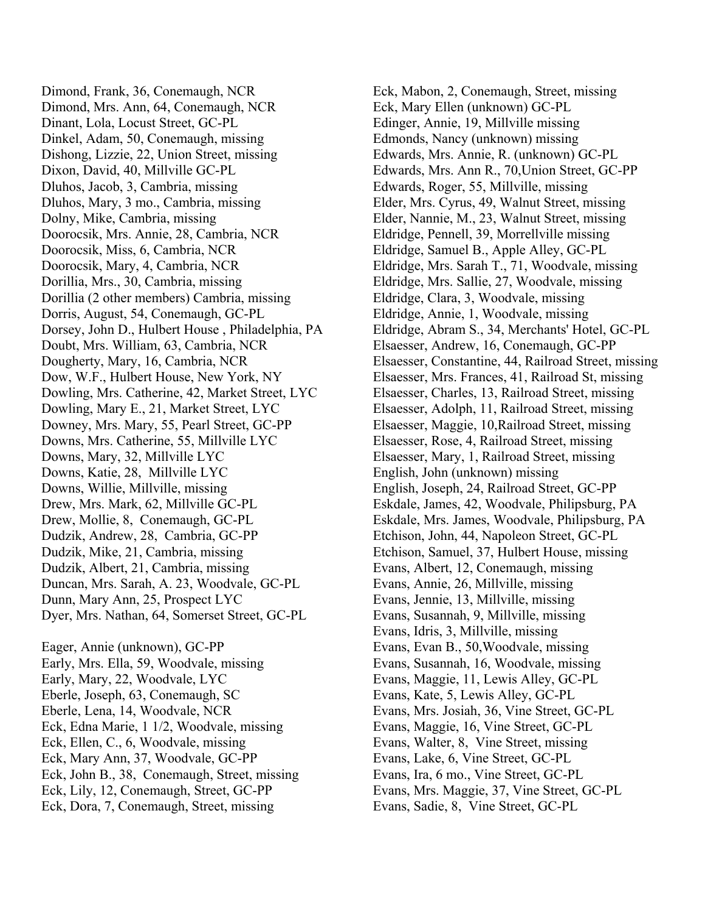Dimond, Frank, 36, Conemaugh, NCR
Dimond, Mrs. Ann, 64, Conemaugh, NCR
Dinant, Lola, Locust Street, GC-PL
Dinkel, Adam, 50, Conemaugh, missing
Dishong, Lizzie, 22, Union Street, missing
Dixon, David, 40, Millville GC-PL
Dluhos, Jacob, 3, Cambria, missing
Dluhos, Mary, 3 mo., Cambria, missing
Dolny, Mike, Cambria, missing
Doorocsik, Mrs. Annie, 28, Cambria, NCR
Doorocsik, Miss, 6, Cambria, NCR
Doorocsik, Mary, 4, Cambria, NCR
Dorillia, Mrs., 30, Cambria, missing
Dorillia (2 other members) Cambria, missing
Dorris, August, 54, Conemaugh, GC-PL
Dorsey, John D., Hulbert House , Philadelphia, PA
Doubt, Mrs. William, 63, Cambria, NCR
Dougherty, Mary, 16, Cambria, NCR
Dow, W.F., Hulbert House, New York, NY
Dowling, Mrs. Catherine, 42, Market Street, LYC
Dowling, Mary E., 21, Market Street, LYC
Downey, Mrs. Mary, 55, Pearl Street, GC-PP
Downs, Mrs. Catherine, 55, Millville LYC
Downs, Mary, 32, Millville LYC
Downs, Katie, 28, Millville LYC
Downs, Willie, Millville, missing
Drew, Mrs. Mark, 62, Millville GC-PL
Drew, Mollie, 8, Conemaugh, GC-PL
Dudzik, Andrew, 28, Cambria, GC-PP
Dudzik, Mike, 21, Cambria, missing
Dudzik, Albert, 21, Cambria, missing
Duncan, Mrs. Sarah, A. 23, Woodvale, GC-PL
Dunn, Mary Ann, 25, Prospect LYC
Dyer, Mrs. Nathan, 64, Somerset Street, GC-PL

Eager, Annie (unknown), GC-PP
Early, Mrs. Ella, 59, Woodvale, missing
Early, Mary, 22, Woodvale, LYC
Eberle, Joseph, 63, Conemaugh, SC
Eberle, Lena, 14, Woodvale, NCR
Eck, Edna Marie, 1 1/2, Woodvale, missing
Eck, Ellen, C., 6, Woodvale, missing
Eck, Mary Ann, 37, Woodvale, GC-PP
Eck, John B., 38, Conemaugh, Street, missing
Eck, Lily, 12, Conemaugh, Street, GC-PP
Eck, Dora, 7, Conemaugh, Street, missing
Eck, Mabon, 2, Conemaugh, Street, missing
Eck, Mary Ellen (unknown) GC-PL
Edinger, Annie, 19, Millville missing
Edmonds, Nancy (unknown) missing
Edwards, Mrs. Annie, R. (unknown) GC-PL
Edwards, Mrs. Ann R., 70,Union Street, GC-PP
Edwards, Roger, 55, Millville, missing
Elder, Mrs. Cyrus, 49, Walnut Street, missing
Elder, Nannie, M., 23, Walnut Street, missing
Eldridge, Pennell, 39, Morrellville missing
Eldridge, Samuel B., Apple Alley, GC-PL
Eldridge, Mrs. Sarah T., 71, Woodvale, missing
Eldridge, Mrs. Sallie, 27, Woodvale, missing
Eldridge, Clara, 3, Woodvale, missing
Eldridge, Annie, 1, Woodvale, missing
Eldridge, Abram S., 34, Merchants' Hotel, GC-PL
Elsaesser, Andrew, 16, Conemaugh, GC-PP
Elsaesser, Constantine, 44, Railroad Street, missing
Elsaesser, Mrs. Frances, 41, Railroad St, missing
Elsaesser, Charles, 13, Railroad Street, missing
Elsaesser, Adolph, 11, Railroad Street, missing
Elsaesser, Maggie, 10,Railroad Street, missing
Elsaesser, Rose, 4, Railroad Street, missing
Elsaesser, Mary, 1, Railroad Street, missing
English, John (unknown) missing
English, Joseph, 24, Railroad Street, GC-PP
Eskdale, James, 42, Woodvale, Philipsburg, PA
Eskdale, Mrs. James, Woodvale, Philipsburg, PA
Etchison, John, 44, Napoleon Street, GC-PL
Etchison, Samuel, 37, Hulbert House, missing
Evans, Albert, 12, Conemaugh, missing
Evans, Annie, 26, Millville, missing
Evans, Jennie, 13, Millville, missing
Evans, Susannah, 9, Millville, missing
Evans, Idris, 3, Millville, missing
Evans, Evan B., 50,Woodvale, missing
Evans, Susannah, 16, Woodvale, missing
Evans, Maggie, 11, Lewis Alley, GC-PL
Evans, Kate, 5, Lewis Alley, GC-PL
Evans, Mrs. Josiah, 36, Vine Street, GC-PL
Evans, Maggie, 16, Vine Street, GC-PL
Evans, Walter, 8, Vine Street, missing
Evans, Lake, 6, Vine Street, GC-PL
Evans, Ira, 6 mo., Vine Street, GC-PL
Evans, Mrs. Maggie, 37, Vine Street, GC-PL
Evans, Sadie, 8, Vine Street, GC-PL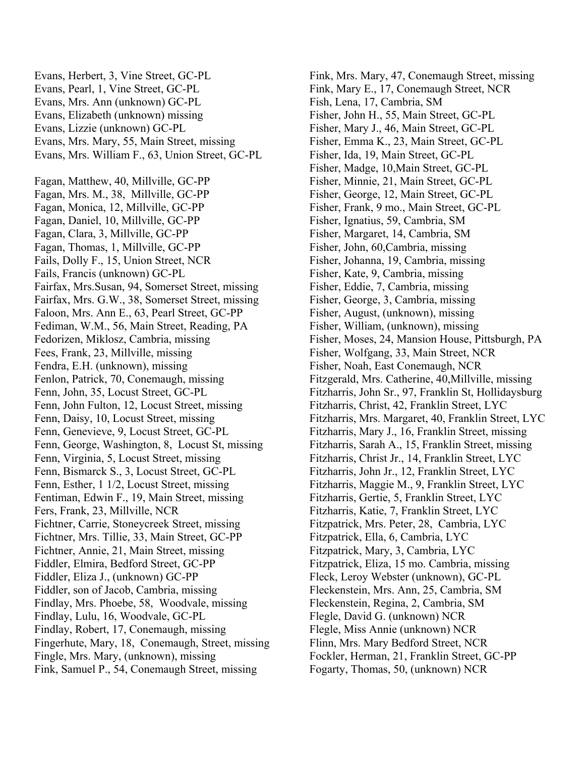Evans, Herbert, 3, Vine Street, GC-PL
Evans, Pearl, 1, Vine Street, GC-PL
Evans, Mrs. Ann (unknown) GC-PL
Evans, Elizabeth (unknown) missing
Evans, Lizzie (unknown) GC-PL
Evans, Mrs. Mary, 55, Main Street, missing
Evans, Mrs. William F., 63, Union Street, GC-PL

Fagan, Matthew, 40, Millville, GC-PP
Fagan, Mrs. M., 38, Millville, GC-PP
Fagan, Monica, 12, Millville, GC-PP
Fagan, Daniel, 10, Millville, GC-PP
Fagan, Clara, 3, Millville, GC-PP
Fagan, Thomas, 1, Millville, GC-PP
Fails, Dolly F., 15, Union Street, NCR
Fails, Francis (unknown) GC-PL
Fairfax, Mrs.Susan, 94, Somerset Street, missing
Fairfax, Mrs. G.W., 38, Somerset Street, missing
Faloon, Mrs. Ann E., 63, Pearl Street, GC-PP
Fediman, W.M., 56, Main Street, Reading, PA
Fedorizen, Miklosz, Cambria, missing
Fees, Frank, 23, Millville, missing
Fendra, E.H. (unknown), missing
Fenlon, Patrick, 70, Conemaugh, missing
Fenn, John, 35, Locust Street, GC-PL
Fenn, John Fulton, 12, Locust Street, missing
Fenn, Daisy, 10, Locust Street, missing
Fenn, Genevieve, 9, Locust Street, GC-PL
Fenn, George, Washington, 8, Locust St, missing
Fenn, Virginia, 5, Locust Street, missing
Fenn, Bismarck S., 3, Locust Street, GC-PL
Fenn, Esther, 1 1/2, Locust Street, missing
Fentiman, Edwin F., 19, Main Street, missing
Fers, Frank, 23, Millville, NCR
Fichtner, Carrie, Stoneycreek Street, missing
Fichtner, Mrs. Tillie, 33, Main Street, GC-PP
Fichtner, Annie, 21, Main Street, missing
Fiddler, Elmira, Bedford Street, GC-PP
Fiddler, Eliza J., (unknown) GC-PP
Fiddler, son of Jacob, Cambria, missing
Findlay, Mrs. Phoebe, 58, Woodvale, missing
Findlay, Lulu, 16, Woodvale, GC-PL
Findlay, Robert, 17, Conemaugh, missing
Fingerhute, Mary, 18, Conemaugh, Street, missing
Fingle, Mrs. Mary, (unknown), missing
Fink, Samuel P., 54, Conemaugh Street, missing
Fink, Mrs. Mary, 47, Conemaugh Street, missing
Fink, Mary E., 17, Conemaugh Street, NCR
Fish, Lena, 17, Cambria, SM
Fisher, John H., 55, Main Street, GC-PL
Fisher, Mary J., 46, Main Street, GC-PL
Fisher, Emma K., 23, Main Street, GC-PL
Fisher, Ida, 19, Main Street, GC-PL
Fisher, Madge, 10,Main Street, GC-PL
Fisher, Minnie, 21, Main Street, GC-PL
Fisher, George, 12, Main Street, GC-PL
Fisher, Frank, 9 mo., Main Street, GC-PL
Fisher, Ignatius, 59, Cambria, SM
Fisher, Margaret, 14, Cambria, SM
Fisher, John, 60,Cambria, missing
Fisher, Johanna, 19, Cambria, missing
Fisher, Kate, 9, Cambria, missing
Fisher, Eddie, 7, Cambria, missing
Fisher, George, 3, Cambria, missing
Fisher, August, (unknown), missing
Fisher, William, (unknown), missing
Fisher, Moses, 24, Mansion House, Pittsburgh, PA
Fisher, Wolfgang, 33, Main Street, NCR
Fisher, Noah, East Conemaugh, NCR
Fitzgerald, Mrs. Catherine, 40,Millville, missing
Fitzharris, John Sr., 97, Franklin St, Hollidaysburg
Fitzharris, Christ, 42, Franklin Street, LYC
Fitzharris, Mrs. Margaret, 40, Franklin Street, LYC
Fitzharris, Mary J., 16, Franklin Street, missing
Fitzharris, Sarah A., 15, Franklin Street, missing
Fitzharris, Christ Jr., 14, Franklin Street, LYC
Fitzharris, John Jr., 12, Franklin Street, LYC
Fitzharris, Maggie M., 9, Franklin Street, LYC
Fitzharris, Gertie, 5, Franklin Street, LYC
Fitzharris, Katie, 7, Franklin Street, LYC
Fitzpatrick, Mrs. Peter, 28, Cambria, LYC
Fitzpatrick, Ella, 6, Cambria, LYC
Fitzpatrick, Mary, 3, Cambria, LYC
Fitzpatrick, Eliza, 15 mo. Cambria, missing
Fleck, Leroy Webster (unknown), GC-PL
Fleckenstein, Mrs. Ann, 25, Cambria, SM
Fleckenstein, Regina, 2, Cambria, SM
Flegle, David G. (unknown) NCR
Flegle, Miss Annie (unknown) NCR
Flinn, Mrs. Mary Bedford Street, NCR
Fockler, Herman, 21, Franklin Street, GC-PP
Fogarty, Thomas, 50, (unknown) NCR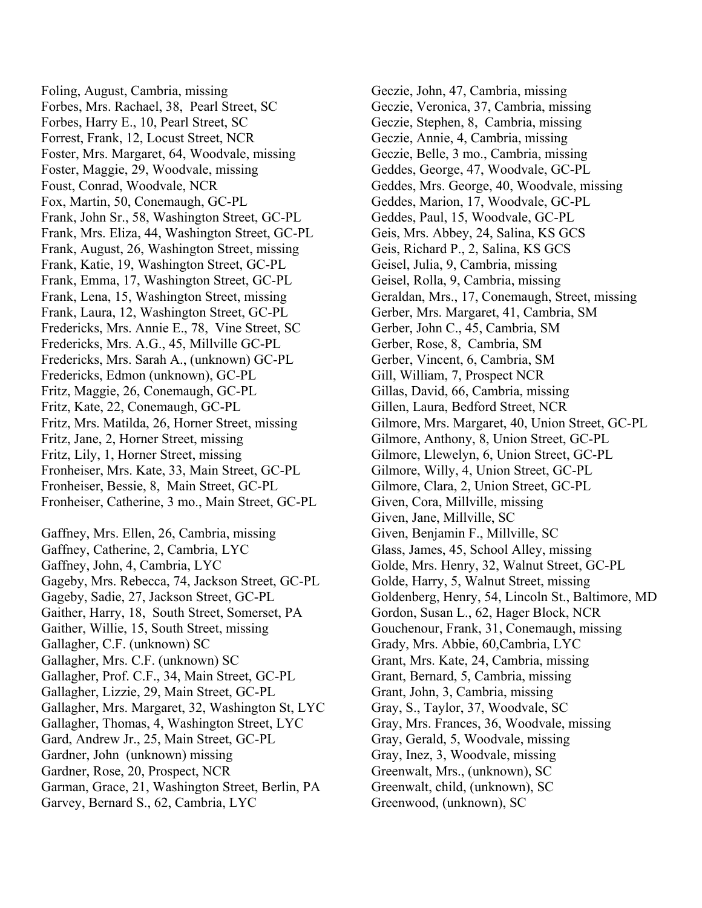Foling, August, Cambria, missing
Forbes, Mrs. Rachael, 38, Pearl Street, SC
Forbes, Harry E., 10, Pearl Street, SC
Forrest, Frank, 12, Locust Street, NCR
Foster, Mrs. Margaret, 64, Woodvale, missing
Foster, Maggie, 29, Woodvale, missing
Foust, Conrad, Woodvale, NCR
Fox, Martin, 50, Conemaugh, GC-PL
Frank, John Sr., 58, Washington Street, GC-PL
Frank, Mrs. Eliza, 44, Washington Street, GC-PL
Frank, August, 26, Washington Street, missing
Frank, Katie, 19, Washington Street, GC-PL
Frank, Emma, 17, Washington Street, GC-PL
Frank, Lena, 15, Washington Street, missing
Frank, Laura, 12, Washington Street, GC-PL
Fredericks, Mrs. Annie E., 78, Vine Street, SC
Fredericks, Mrs. A.G., 45, Millville GC-PL
Fredericks, Mrs. Sarah A., (unknown) GC-PL
Fredericks, Edmon (unknown), GC-PL
Fritz, Maggie, 26, Conemaugh, GC-PL
Fritz, Kate, 22, Conemaugh, GC-PL
Fritz, Mrs. Matilda, 26, Horner Street, missing
Fritz, Jane, 2, Horner Street, missing
Fritz, Lily, 1, Horner Street, missing
Fronheiser, Mrs. Kate, 33, Main Street, GC-PL
Fronheiser, Bessie, 8, Main Street, GC-PL
Fronheiser, Catherine, 3 mo., Main Street, GC-PL

Gaffney, Mrs. Ellen, 26, Cambria, missing
Gaffney, Catherine, 2, Cambria, LYC
Gaffney, John, 4, Cambria, LYC
Gageby, Mrs. Rebecca, 74, Jackson Street, GC-PL
Gageby, Sadie, 27, Jackson Street, GC-PL
Gaither, Harry, 18, South Street, Somerset, PA
Gaither, Willie, 15, South Street, missing
Gallagher, C.F. (unknown) SC
Gallagher, Mrs. C.F. (unknown) SC
Gallagher, Prof. C.F., 34, Main Street, GC-PL
Gallagher, Lizzie, 29, Main Street, GC-PL
Gallagher, Mrs. Margaret, 32, Washington St, LYC
Gallagher, Thomas, 4, Washington Street, LYC
Gard, Andrew Jr., 25, Main Street, GC-PL
Gardner, John (unknown) missing
Gardner, Rose, 20, Prospect, NCR
Garman, Grace, 21, Washington Street, Berlin, PA
Garvey, Bernard S., 62, Cambria, LYC
Geczie, John, 47, Cambria, missing
Geczie, Veronica, 37, Cambria, missing
Geczie, Stephen, 8, Cambria, missing
Geczie, Annie, 4, Cambria, missing
Geczie, Belle, 3 mo., Cambria, missing
Geddes, George, 47, Woodvale, GC-PL
Geddes, Mrs. George, 40, Woodvale, missing
Geddes, Marion, 17, Woodvale, GC-PL
Geddes, Paul, 15, Woodvale, GC-PL
Geis, Mrs. Abbey, 24, Salina, KS GCS
Geis, Richard P., 2, Salina, KS GCS
Geisel, Julia, 9, Cambria, missing
Geisel, Rolla, 9, Cambria, missing
Geraldan, Mrs., 17, Conemaugh, Street, missing
Gerber, Mrs. Margaret, 41, Cambria, SM
Gerber, John C., 45, Cambria, SM
Gerber, Rose, 8, Cambria, SM
Gerber, Vincent, 6, Cambria, SM
Gill, William, 7, Prospect NCR
Gillas, David, 66, Cambria, missing
Gillen, Laura, Bedford Street, NCR
Gilmore, Mrs. Margaret, 40, Union Street, GC-PL
Gilmore, Anthony, 8, Union Street, GC-PL
Gilmore, Llewelyn, 6, Union Street, GC-PL
Gilmore, Willy, 4, Union Street, GC-PL
Gilmore, Clara, 2, Union Street, GC-PL
Given, Cora, Millville, missing
Given, Jane, Millville, SC
Given, Benjamin F., Millville, SC
Glass, James, 45, School Alley, missing
Golde, Mrs. Henry, 32, Walnut Street, GC-PL
Golde, Harry, 5, Walnut Street, missing
Goldenberg, Henry, 54, Lincoln St., Baltimore, MD
Gordon, Susan L., 62, Hager Block, NCR
Gouchenour, Frank, 31, Conemaugh, missing
Grady, Mrs. Abbie, 60,Cambria, LYC
Grant, Mrs. Kate, 24, Cambria, missing
Grant, Bernard, 5, Cambria, missing
Grant, John, 3, Cambria, missing
Gray, S., Taylor, 37, Woodvale, SC
Gray, Mrs. Frances, 36, Woodvale, missing
Gray, Gerald, 5, Woodvale, missing
Gray, Inez, 3, Woodvale, missing
Greenwalt, Mrs., (unknown), SC
Greenwalt, child, (unknown), SC
Greenwood, (unknown), SC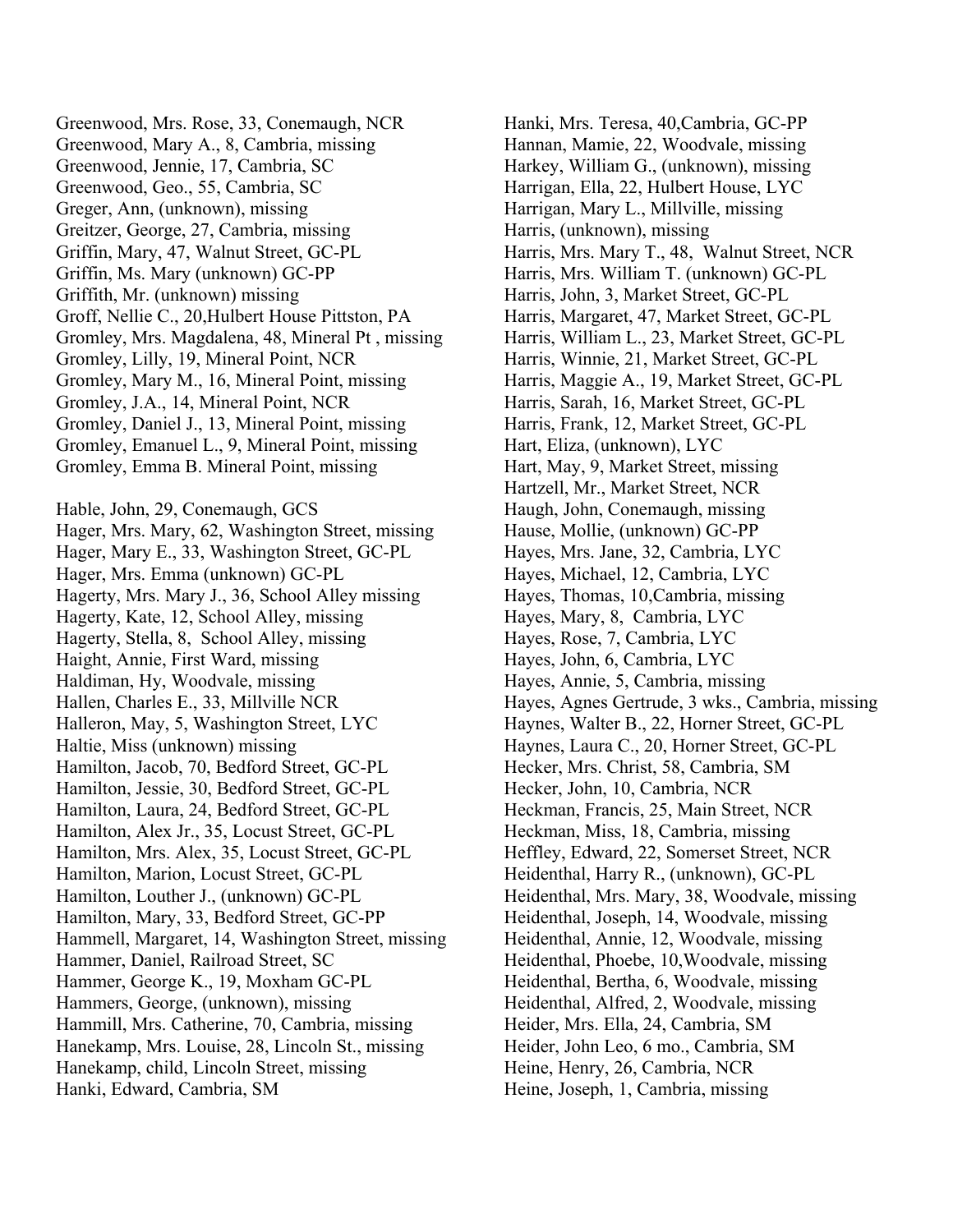Greenwood, Mrs. Rose, 33, Conemaugh, NCR
Greenwood, Mary A., 8, Cambria, missing
Greenwood, Jennie, 17, Cambria, SC
Greenwood, Geo., 55, Cambria, SC
Greger, Ann, (unknown), missing
Greitzer, George, 27, Cambria, missing
Griffin, Mary, 47, Walnut Street, GC-PL
Griffin, Ms. Mary (unknown) GC-PP
Griffith, Mr. (unknown) missing
Groff, Nellie C., 20,Hulbert House Pittston, PA
Gromley, Mrs. Magdalena, 48, Mineral Pt , missing
Gromley, Lilly, 19, Mineral Point, NCR
Gromley, Mary M., 16, Mineral Point, missing
Gromley, J.A., 14, Mineral Point, NCR
Gromley, Daniel J., 13, Mineral Point, missing
Gromley, Emanuel L., 9, Mineral Point, missing
Gromley, Emma B. Mineral Point, missing

Hable, John, 29, Conemaugh, GCS
Hager, Mrs. Mary, 62, Washington Street, missing
Hager, Mary E., 33, Washington Street, GC-PL
Hager, Mrs. Emma (unknown) GC-PL
Hagerty, Mrs. Mary J., 36, School Alley missing
Hagerty, Kate, 12, School Alley, missing
Hagerty, Stella, 8, School Alley, missing
Haight, Annie, First Ward, missing
Haldiman, Hy, Woodvale, missing
Hallen, Charles E., 33, Millville NCR
Halleron, May, 5, Washington Street, LYC
Haltie, Miss (unknown) missing
Hamilton, Jacob, 70, Bedford Street, GC-PL
Hamilton, Jessie, 30, Bedford Street, GC-PL
Hamilton, Laura, 24, Bedford Street, GC-PL
Hamilton, Alex Jr., 35, Locust Street, GC-PL
Hamilton, Mrs. Alex, 35, Locust Street, GC-PL
Hamilton, Marion, Locust Street, GC-PL
Hamilton, Louther J., (unknown) GC-PL
Hamilton, Mary, 33, Bedford Street, GC-PP
Hammell, Margaret, 14, Washington Street, missing
Hammer, Daniel, Railroad Street, SC
Hammer, George K., 19, Moxham GC-PL
Hammers, George, (unknown), missing
Hammill, Mrs. Catherine, 70, Cambria, missing
Hanekamp, Mrs. Louise, 28, Lincoln St., missing
Hanekamp, child, Lincoln Street, missing
Hanki, Edward, Cambria, SM
Hanki, Mrs. Teresa, 40,Cambria, GC-PP
Hannan, Mamie, 22, Woodvale, missing
Harkey, William G., (unknown), missing
Harrigan, Ella, 22, Hulbert House, LYC
Harrigan, Mary L., Millville, missing
Harris, (unknown), missing
Harris, Mrs. Mary T., 48, Walnut Street, NCR
Harris, Mrs. William T. (unknown) GC-PL
Harris, John, 3, Market Street, GC-PL
Harris, Margaret, 47, Market Street, GC-PL
Harris, William L., 23, Market Street, GC-PL
Harris, Winnie, 21, Market Street, GC-PL
Harris, Maggie A., 19, Market Street, GC-PL
Harris, Sarah, 16, Market Street, GC-PL
Harris, Frank, 12, Market Street, GC-PL
Hart, Eliza, (unknown), LYC
Hart, May, 9, Market Street, missing
Hartzell, Mr., Market Street, NCR
Haugh, John, Conemaugh, missing
Hause, Mollie, (unknown) GC-PP
Hayes, Mrs. Jane, 32, Cambria, LYC
Hayes, Michael, 12, Cambria, LYC
Hayes, Thomas, 10,Cambria, missing
Hayes, Mary, 8, Cambria, LYC
Hayes, Rose, 7, Cambria, LYC
Hayes, John, 6, Cambria, LYC
Hayes, Annie, 5, Cambria, missing
Hayes, Agnes Gertrude, 3 wks., Cambria, missing
Haynes, Walter B., 22, Horner Street, GC-PL
Haynes, Laura C., 20, Horner Street, GC-PL
Hecker, Mrs. Christ, 58, Cambria, SM
Hecker, John, 10, Cambria, NCR
Heckman, Francis, 25, Main Street, NCR
Heckman, Miss, 18, Cambria, missing
Heffley, Edward, 22, Somerset Street, NCR
Heidenthal, Harry R., (unknown), GC-PL
Heidenthal, Mrs. Mary, 38, Woodvale, missing
Heidenthal, Joseph, 14, Woodvale, missing
Heidenthal, Annie, 12, Woodvale, missing
Heidenthal, Phoebe, 10,Woodvale, missing
Heidenthal, Bertha, 6, Woodvale, missing
Heidenthal, Alfred, 2, Woodvale, missing
Heider, Mrs. Ella, 24, Cambria, SM
Heider, John Leo, 6 mo., Cambria, SM
Heine, Henry, 26, Cambria, NCR
Heine, Joseph, 1, Cambria, missing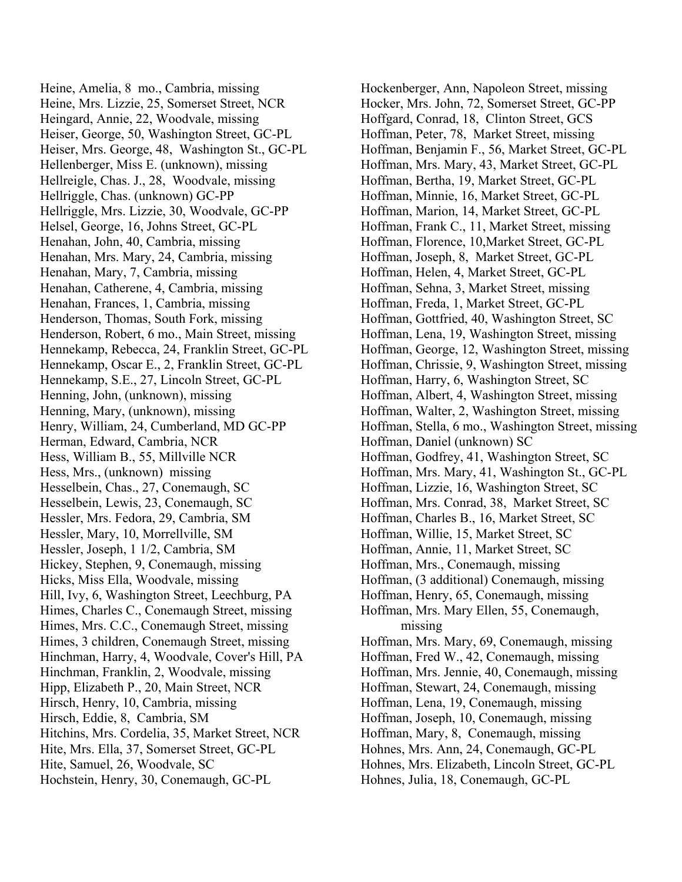Heine, Amelia, 8 mo., Cambria, missing
Heine, Mrs. Lizzie, 25, Somerset Street, NCR
Heingard, Annie, 22, Woodvale, missing
Heiser, George, 50, Washington Street, GC-PL
Heiser, Mrs. George, 48, Washington St., GC-PL
Hellenberger, Miss E. (unknown), missing
Hellreigle, Chas. J., 28, Woodvale, missing
Hellriggle, Chas. (unknown) GC-PP
Hellriggle, Mrs. Lizzie, 30, Woodvale, GC-PP
Helsel, George, 16, Johns Street, GC-PL
Henahan, John, 40, Cambria, missing
Henahan, Mrs. Mary, 24, Cambria, missing
Henahan, Mary, 7, Cambria, missing
Henahan, Catherene, 4, Cambria, missing
Henahan, Frances, 1, Cambria, missing
Henderson, Thomas, South Fork, missing
Henderson, Robert, 6 mo., Main Street, missing
Hennekamp, Rebecca, 24, Franklin Street, GC-PL
Hennekamp, Oscar E., 2, Franklin Street, GC-PL
Hennekamp, S.E., 27, Lincoln Street, GC-PL
Henning, John, (unknown), missing
Henning, Mary, (unknown), missing
Henry, William, 24, Cumberland, MD GC-PP
Herman, Edward, Cambria, NCR
Hess, William B., 55, Millville NCR
Hess, Mrs., (unknown) missing
Hesselbein, Chas., 27, Conemaugh, SC
Hesselbein, Lewis, 23, Conemaugh, SC
Hessler, Mrs. Fedora, 29, Cambria, SM
Hessler, Mary, 10, Morrellville, SM
Hessler, Joseph, 1 1/2, Cambria, SM
Hickey, Stephen, 9, Conemaugh, missing
Hicks, Miss Ella, Woodvale, missing
Hill, Ivy, 6, Washington Street, Leechburg, PA
Himes, Charles C., Conemaugh Street, missing
Himes, Mrs. C.C., Conemaugh Street, missing
Himes, 3 children, Conemaugh Street, missing
Hinchman, Harry, 4, Woodvale, Cover's Hill, PA
Hinchman, Franklin, 2, Woodvale, missing
Hipp, Elizabeth P., 20, Main Street, NCR
Hirsch, Henry, 10, Cambria, missing
Hirsch, Eddie, 8, Cambria, SM
Hitchins, Mrs. Cordelia, 35, Market Street, NCR
Hite, Mrs. Ella, 37, Somerset Street, GC-PL
Hite, Samuel, 26, Woodvale, SC
Hochstein, Henry, 30, Conemaugh, GC-PL
Hockenberger, Ann, Napoleon Street, missing
Hocker, Mrs. John, 72, Somerset Street, GC-PP
Hoffgard, Conrad, 18, Clinton Street, GCS
Hoffman, Peter, 78, Market Street, missing
Hoffman, Benjamin F., 56, Market Street, GC-PL
Hoffman, Mrs. Mary, 43, Market Street, GC-PL
Hoffman, Bertha, 19, Market Street, GC-PL
Hoffman, Minnie, 16, Market Street, GC-PL
Hoffman, Marion, 14, Market Street, GC-PL
Hoffman, Frank C., 11, Market Street, missing
Hoffman, Florence, 10,Market Street, GC-PL
Hoffman, Joseph, 8, Market Street, GC-PL
Hoffman, Helen, 4, Market Street, GC-PL
Hoffman, Sehna, 3, Market Street, missing
Hoffman, Freda, 1, Market Street, GC-PL
Hoffman, Gottfried, 40, Washington Street, SC
Hoffman, Lena, 19, Washington Street, missing
Hoffman, George, 12, Washington Street, missing
Hoffman, Chrissie, 9, Washington Street, missing
Hoffman, Harry, 6, Washington Street, SC
Hoffman, Albert, 4, Washington Street, missing
Hoffman, Walter, 2, Washington Street, missing
Hoffman, Stella, 6 mo., Washington Street, missing
Hoffman, Daniel (unknown) SC
Hoffman, Godfrey, 41, Washington Street, SC
Hoffman, Mrs. Mary, 41, Washington St., GC-PL
Hoffman, Lizzie, 16, Washington Street, SC
Hoffman, Mrs. Conrad, 38, Market Street, SC
Hoffman, Charles B., 16, Market Street, SC
Hoffman, Willie, 15, Market Street, SC
Hoffman, Annie, 11, Market Street, SC
Hoffman, Mrs., Conemaugh, missing
Hoffman, (3 additional) Conemaugh, missing
Hoffman, Henry, 65, Conemaugh, missing
Hoffman, Mrs. Mary Ellen, 55, Conemaugh, missing
Hoffman, Mrs. Mary, 69, Conemaugh, missing
Hoffman, Fred W., 42, Conemaugh, missing
Hoffman, Mrs. Jennie, 40, Conemaugh, missing
Hoffman, Stewart, 24, Conemaugh, missing
Hoffman, Lena, 19, Conemaugh, missing
Hoffman, Joseph, 10, Conemaugh, missing
Hoffman, Mary, 8, Conemaugh, missing
Hohnes, Mrs. Ann, 24, Conemaugh, GC-PL
Hohnes, Mrs. Elizabeth, Lincoln Street, GC-PL
Hohnes, Julia, 18, Conemaugh, GC-PL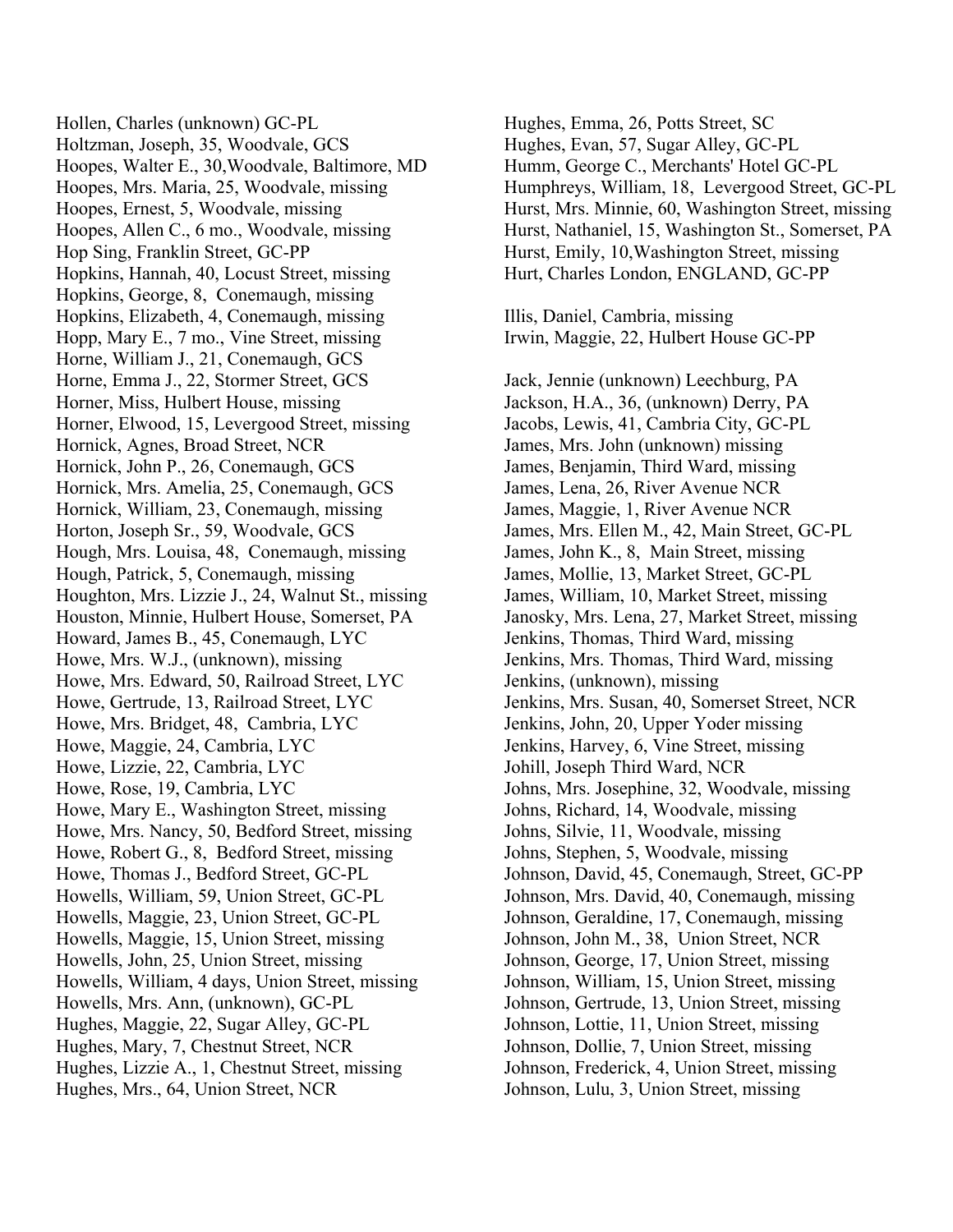Hollen, Charles (unknown) GC-PL
Holtzman, Joseph, 35, Woodvale, GCS
Hoopes, Walter E., 30,Woodvale, Baltimore, MD
Hoopes, Mrs. Maria, 25, Woodvale, missing
Hoopes, Ernest, 5, Woodvale, missing
Hoopes, Allen C., 6 mo., Woodvale, missing
Hop Sing, Franklin Street, GC-PP
Hopkins, Hannah, 40, Locust Street, missing
Hopkins, George, 8, Conemaugh, missing
Hopkins, Elizabeth, 4, Conemaugh, missing
Hopp, Mary E., 7 mo., Vine Street, missing
Horne, William J., 21, Conemaugh, GCS
Horne, Emma J., 22, Stormer Street, GCS
Horner, Miss, Hulbert House, missing
Horner, Elwood, 15, Levergood Street, missing
Hornick, Agnes, Broad Street, NCR
Hornick, John P., 26, Conemaugh, GCS
Hornick, Mrs. Amelia, 25, Conemaugh, GCS
Hornick, William, 23, Conemaugh, missing
Horton, Joseph Sr., 59, Woodvale, GCS
Hough, Mrs. Louisa, 48, Conemaugh, missing
Hough, Patrick, 5, Conemaugh, missing
Houghton, Mrs. Lizzie J., 24, Walnut St., missing
Houston, Minnie, Hulbert House, Somerset, PA
Howard, James B., 45, Conemaugh, LYC
Howe, Mrs. W.J., (unknown), missing
Howe, Mrs. Edward, 50, Railroad Street, LYC
Howe, Gertrude, 13, Railroad Street, LYC
Howe, Mrs. Bridget, 48, Cambria, LYC
Howe, Maggie, 24, Cambria, LYC
Howe, Lizzie, 22, Cambria, LYC
Howe, Rose, 19, Cambria, LYC
Howe, Mary E., Washington Street, missing
Howe, Mrs. Nancy, 50, Bedford Street, missing
Howe, Robert G., 8, Bedford Street, missing
Howe, Thomas J., Bedford Street, GC-PL
Howells, William, 59, Union Street, GC-PL
Howells, Maggie, 23, Union Street, GC-PL
Howells, Maggie, 15, Union Street, missing
Howells, John, 25, Union Street, missing
Howells, William, 4 days, Union Street, missing
Howells, Mrs. Ann, (unknown), GC-PL
Hughes, Maggie, 22, Sugar Alley, GC-PL
Hughes, Mary, 7, Chestnut Street, NCR
Hughes, Lizzie A., 1, Chestnut Street, missing
Hughes, Mrs., 64, Union Street, NCR
Hughes, Emma, 26, Potts Street, SC
Hughes, Evan, 57, Sugar Alley, GC-PL
Humm, George C., Merchants' Hotel GC-PL
Humphreys, William, 18, Levergood Street, GC-PL
Hurst, Mrs. Minnie, 60, Washington Street, missing
Hurst, Nathaniel, 15, Washington St., Somerset, PA
Hurst, Emily, 10,Washington Street, missing
Hurt, Charles London, ENGLAND, GC-PP

Illis, Daniel, Cambria, missing
Irwin, Maggie, 22, Hulbert House GC-PP

Jack, Jennie (unknown) Leechburg, PA
Jackson, H.A., 36, (unknown) Derry, PA
Jacobs, Lewis, 41, Cambria City, GC-PL
James, Mrs. John (unknown) missing
James, Benjamin, Third Ward, missing
James, Lena, 26, River Avenue NCR
James, Maggie, 1, River Avenue NCR
James, Mrs. Ellen M., 42, Main Street, GC-PL
James, John K., 8, Main Street, missing
James, Mollie, 13, Market Street, GC-PL
James, William, 10, Market Street, missing
Janosky, Mrs. Lena, 27, Market Street, missing
Jenkins, Thomas, Third Ward, missing
Jenkins, Mrs. Thomas, Third Ward, missing
Jenkins, (unknown), missing
Jenkins, Mrs. Susan, 40, Somerset Street, NCR
Jenkins, John, 20, Upper Yoder missing
Jenkins, Harvey, 6, Vine Street, missing
Johill, Joseph Third Ward, NCR
Johns, Mrs. Josephine, 32, Woodvale, missing
Johns, Richard, 14, Woodvale, missing
Johns, Silvie, 11, Woodvale, missing
Johns, Stephen, 5, Woodvale, missing
Johnson, David, 45, Conemaugh, Street, GC-PP
Johnson, Mrs. David, 40, Conemaugh, missing
Johnson, Geraldine, 17, Conemaugh, missing
Johnson, John M., 38, Union Street, NCR
Johnson, George, 17, Union Street, missing
Johnson, William, 15, Union Street, missing
Johnson, Gertrude, 13, Union Street, missing
Johnson, Lottie, 11, Union Street, missing
Johnson, Dollie, 7, Union Street, missing
Johnson, Frederick, 4, Union Street, missing
Johnson, Lulu, 3, Union Street, missing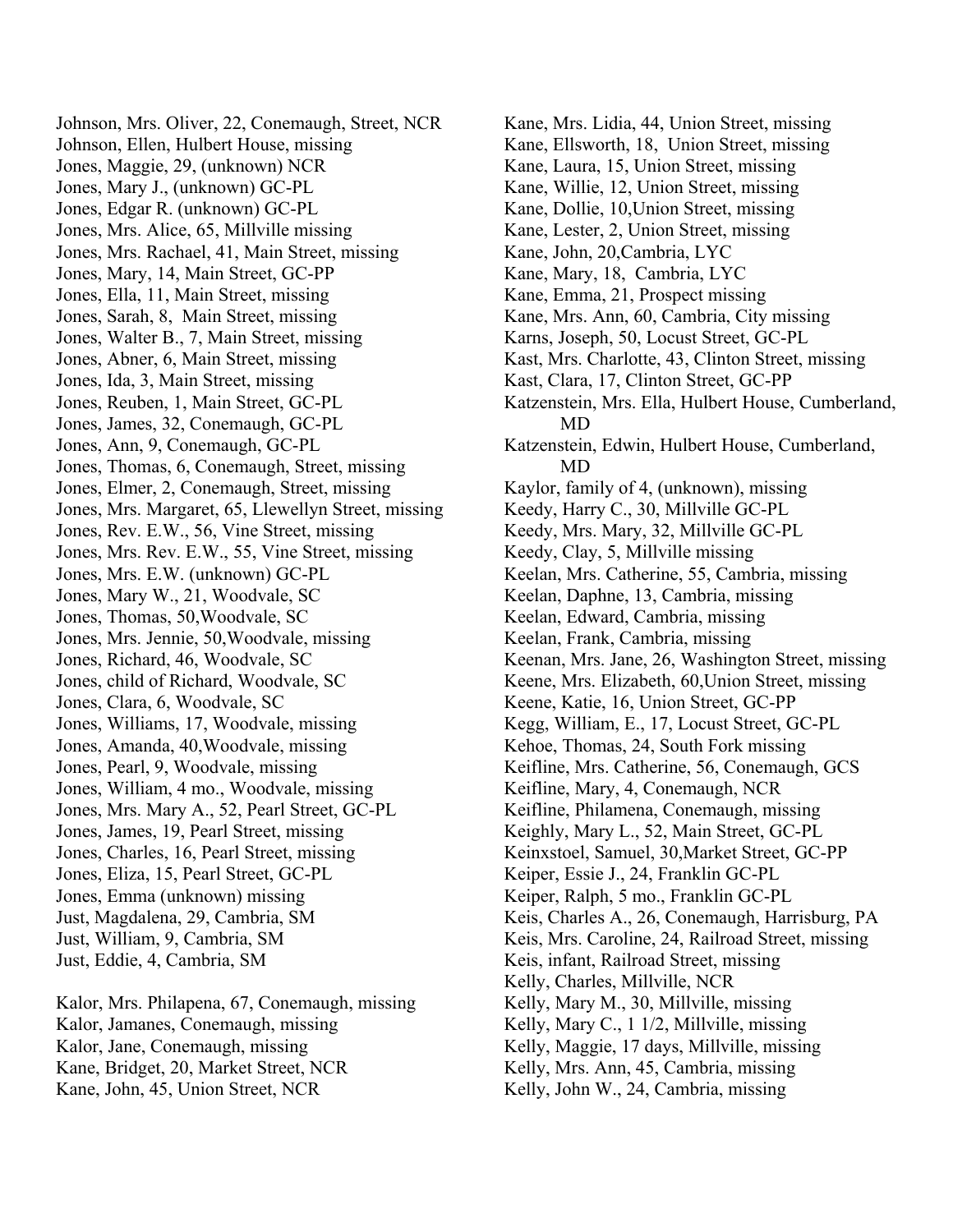Johnson, Mrs. Oliver, 22, Conemaugh, Street, NCR
Johnson, Ellen, Hulbert House, missing
Jones, Maggie, 29, (unknown) NCR
Jones, Mary J., (unknown) GC-PL
Jones, Edgar R. (unknown) GC-PL
Jones, Mrs. Alice, 65, Millville missing
Jones, Mrs. Rachael, 41, Main Street, missing
Jones, Mary, 14, Main Street, GC-PP
Jones, Ella, 11, Main Street, missing
Jones, Sarah, 8, Main Street, missing
Jones, Walter B., 7, Main Street, missing
Jones, Abner, 6, Main Street, missing
Jones, Ida, 3, Main Street, missing
Jones, Reuben, 1, Main Street, GC-PL
Jones, James, 32, Conemaugh, GC-PL
Jones, Ann, 9, Conemaugh, GC-PL
Jones, Thomas, 6, Conemaugh, Street, missing
Jones, Elmer, 2, Conemaugh, Street, missing
Jones, Mrs. Margaret, 65, Llewellyn Street, missing
Jones, Rev. E.W., 56, Vine Street, missing
Jones, Mrs. Rev. E.W., 55, Vine Street, missing
Jones, Mrs. E.W. (unknown) GC-PL
Jones, Mary W., 21, Woodvale, SC
Jones, Thomas, 50,Woodvale, SC
Jones, Mrs. Jennie, 50,Woodvale, missing
Jones, Richard, 46, Woodvale, SC
Jones, child of Richard, Woodvale, SC
Jones, Clara, 6, Woodvale, SC
Jones, Williams, 17, Woodvale, missing
Jones, Amanda, 40,Woodvale, missing
Jones, Pearl, 9, Woodvale, missing
Jones, William, 4 mo., Woodvale, missing
Jones, Mrs. Mary A., 52, Pearl Street, GC-PL
Jones, James, 19, Pearl Street, missing
Jones, Charles, 16, Pearl Street, missing
Jones, Eliza, 15, Pearl Street, GC-PL
Jones, Emma (unknown) missing
Just, Magdalena, 29, Cambria, SM
Just, William, 9, Cambria, SM
Just, Eddie, 4, Cambria, SM

Kalor, Mrs. Philapena, 67, Conemaugh, missing
Kalor, Jamanes, Conemaugh, missing
Kalor, Jane, Conemaugh, missing
Kane, Bridget, 20, Market Street, NCR
Kane, John, 45, Union Street, NCR
Kane, Mrs. Lidia, 44, Union Street, missing
Kane, Ellsworth, 18, Union Street, missing
Kane, Laura, 15, Union Street, missing
Kane, Willie, 12, Union Street, missing
Kane, Dollie, 10,Union Street, missing
Kane, Lester, 2, Union Street, missing
Kane, John, 20,Cambria, LYC
Kane, Mary, 18, Cambria, LYC
Kane, Emma, 21, Prospect missing
Kane, Mrs. Ann, 60, Cambria, City missing
Karns, Joseph, 50, Locust Street, GC-PL
Kast, Mrs. Charlotte, 43, Clinton Street, missing
Kast, Clara, 17, Clinton Street, GC-PP
Katzenstein, Mrs. Ella, Hulbert House, Cumberland, MD
Katzenstein, Edwin, Hulbert House, Cumberland, MD
Kaylor, family of 4, (unknown), missing
Keedy, Harry C., 30, Millville GC-PL
Keedy, Mrs. Mary, 32, Millville GC-PL
Keedy, Clay, 5, Millville missing
Keelan, Mrs. Catherine, 55, Cambria, missing
Keelan, Daphne, 13, Cambria, missing
Keelan, Edward, Cambria, missing
Keelan, Frank, Cambria, missing
Keenan, Mrs. Jane, 26, Washington Street, missing
Keene, Mrs. Elizabeth, 60,Union Street, missing
Keene, Katie, 16, Union Street, GC-PP
Kegg, William, E., 17, Locust Street, GC-PL
Kehoe, Thomas, 24, South Fork missing
Keifline, Mrs. Catherine, 56, Conemaugh, GCS
Keifline, Mary, 4, Conemaugh, NCR
Keifline, Philamena, Conemaugh, missing
Keighly, Mary L., 52, Main Street, GC-PL
Keinxstoel, Samuel, 30,Market Street, GC-PP
Keiper, Essie J., 24, Franklin GC-PL
Keiper, Ralph, 5 mo., Franklin GC-PL
Keis, Charles A., 26, Conemaugh, Harrisburg, PA
Keis, Mrs. Caroline, 24, Railroad Street, missing
Keis, infant, Railroad Street, missing
Kelly, Charles, Millville, NCR
Kelly, Mary M., 30, Millville, missing
Kelly, Mary C., 1 1/2, Millville, missing
Kelly, Maggie, 17 days, Millville, missing
Kelly, Mrs. Ann, 45, Cambria, missing
Kelly, John W., 24, Cambria, missing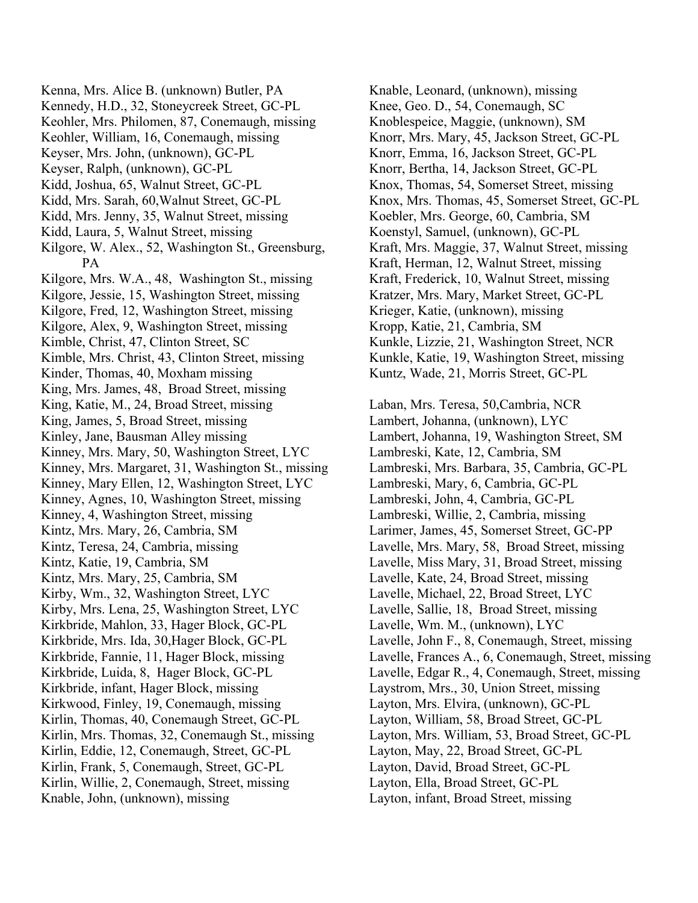Kenna, Mrs. Alice B. (unknown) Butler, PA
Kennedy, H.D., 32, Stoneycreek Street, GC-PL
Keohler, Mrs. Philomen, 87, Conemaugh, missing
Keohler, William, 16, Conemaugh, missing
Keyser, Mrs. John, (unknown), GC-PL
Keyser, Ralph, (unknown), GC-PL
Kidd, Joshua, 65, Walnut Street, GC-PL
Kidd, Mrs. Sarah, 60,Walnut Street, GC-PL
Kidd, Mrs. Jenny, 35, Walnut Street, missing
Kidd, Laura, 5, Walnut Street, missing
Kilgore, W. Alex., 52, Washington St., Greensburg, PA
Kilgore, Mrs. W.A., 48, Washington St., missing
Kilgore, Jessie, 15, Washington Street, missing
Kilgore, Fred, 12, Washington Street, missing
Kilgore, Alex, 9, Washington Street, missing
Kimble, Christ, 47, Clinton Street, SC
Kimble, Mrs. Christ, 43, Clinton Street, missing
Kinder, Thomas, 40, Moxham missing
King, Mrs. James, 48, Broad Street, missing
King, Katie, M., 24, Broad Street, missing
King, James, 5, Broad Street, missing
Kinley, Jane, Bausman Alley missing
Kinney, Mrs. Mary, 50, Washington Street, LYC
Kinney, Mrs. Margaret, 31, Washington St., missing
Kinney, Mary Ellen, 12, Washington Street, LYC
Kinney, Agnes, 10, Washington Street, missing
Kinney, 4, Washington Street, missing
Kintz, Mrs. Mary, 26, Cambria, SM
Kintz, Teresa, 24, Cambria, missing
Kintz, Katie, 19, Cambria, SM
Kintz, Mrs. Mary, 25, Cambria, SM
Kirby, Wm., 32, Washington Street, LYC
Kirby, Mrs. Lena, 25, Washington Street, LYC
Kirkbride, Mahlon, 33, Hager Block, GC-PL
Kirkbride, Mrs. Ida, 30,Hager Block, GC-PL
Kirkbride, Fannie, 11, Hager Block, missing
Kirkbride, Luida, 8, Hager Block, GC-PL
Kirkbride, infant, Hager Block, missing
Kirkwood, Finley, 19, Conemaugh, missing
Kirlin, Thomas, 40, Conemaugh Street, GC-PL
Kirlin, Mrs. Thomas, 32, Conemaugh St., missing
Kirlin, Eddie, 12, Conemaugh, Street, GC-PL
Kirlin, Frank, 5, Conemaugh, Street, GC-PL
Kirlin, Willie, 2, Conemaugh, Street, missing
Knable, John, (unknown), missing
Knable, Leonard, (unknown), missing
Knee, Geo. D., 54, Conemaugh, SC
Knoblespeice, Maggie, (unknown), SM
Knorr, Mrs. Mary, 45, Jackson Street, GC-PL
Knorr, Emma, 16, Jackson Street, GC-PL
Knorr, Bertha, 14, Jackson Street, GC-PL
Knox, Thomas, 54, Somerset Street, missing
Knox, Mrs. Thomas, 45, Somerset Street, GC-PL
Koebler, Mrs. George, 60, Cambria, SM
Koenstyl, Samuel, (unknown), GC-PL
Kraft, Mrs. Maggie, 37, Walnut Street, missing
Kraft, Herman, 12, Walnut Street, missing
Kraft, Frederick, 10, Walnut Street, missing
Kratzer, Mrs. Mary, Market Street, GC-PL
Krieger, Katie, (unknown), missing
Kropp, Katie, 21, Cambria, SM
Kunkle, Lizzie, 21, Washington Street, NCR
Kunkle, Katie, 19, Washington Street, missing
Kuntz, Wade, 21, Morris Street, GC-PL

Laban, Mrs. Teresa, 50,Cambria, NCR
Lambert, Johanna, (unknown), LYC
Lambert, Johanna, 19, Washington Street, SM
Lambreski, Kate, 12, Cambria, SM
Lambreski, Mrs. Barbara, 35, Cambria, GC-PL
Lambreski, Mary, 6, Cambria, GC-PL
Lambreski, John, 4, Cambria, GC-PL
Lambreski, Willie, 2, Cambria, missing
Larimer, James, 45, Somerset Street, GC-PP
Lavelle, Mrs. Mary, 58, Broad Street, missing
Lavelle, Miss Mary, 31, Broad Street, missing
Lavelle, Kate, 24, Broad Street, missing
Lavelle, Michael, 22, Broad Street, LYC
Lavelle, Sallie, 18, Broad Street, missing
Lavelle, Wm. M., (unknown), LYC
Lavelle, John F., 8, Conemaugh, Street, missing
Lavelle, Frances A., 6, Conemaugh, Street, missing
Lavelle, Edgar R., 4, Conemaugh, Street, missing
Laystrom, Mrs., 30, Union Street, missing
Layton, Mrs. Elvira, (unknown), GC-PL
Layton, William, 58, Broad Street, GC-PL
Layton, Mrs. William, 53, Broad Street, GC-PL
Layton, May, 22, Broad Street, GC-PL
Layton, David, Broad Street, GC-PL
Layton, Ella, Broad Street, GC-PL
Layton, infant, Broad Street, missing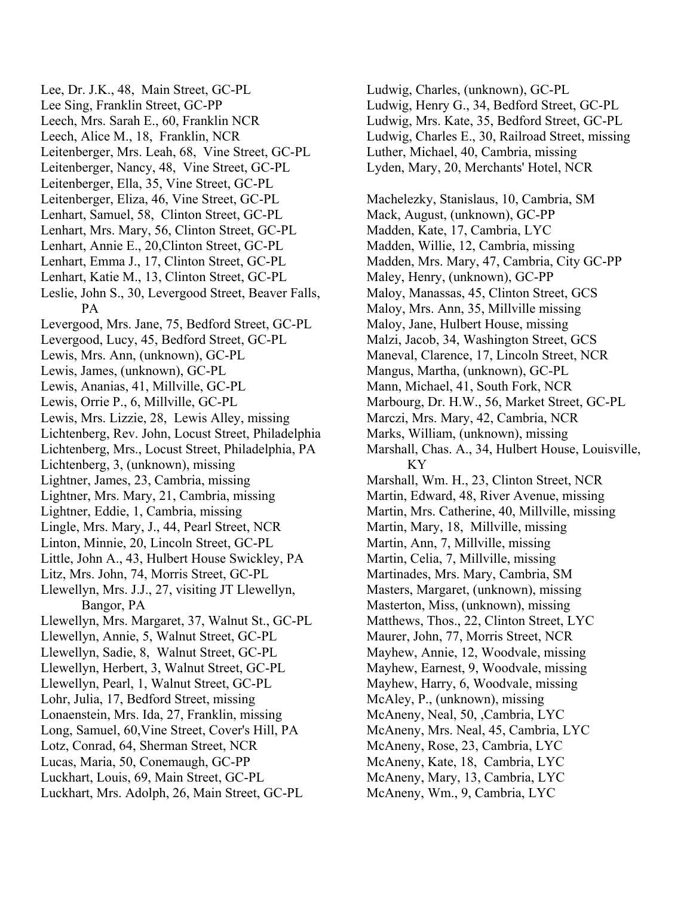Lee, Dr. J.K., 48,  Main Street, GC-PL
Lee Sing, Franklin Street, GC-PP
Leech, Mrs. Sarah E., 60, Franklin NCR
Leech, Alice M., 18,  Franklin, NCR
Leitenberger, Mrs. Leah, 68,  Vine Street, GC-PL
Leitenberger, Nancy, 48,  Vine Street, GC-PL
Leitenberger, Ella, 35, Vine Street, GC-PL
Leitenberger, Eliza, 46, Vine Street, GC-PL
Lenhart, Samuel, 58,  Clinton Street, GC-PL
Lenhart, Mrs. Mary, 56, Clinton Street, GC-PL
Lenhart, Annie E., 20,Clinton Street, GC-PL
Lenhart, Emma J., 17, Clinton Street, GC-PL
Lenhart, Katie M., 13, Clinton Street, GC-PL
Leslie, John S., 30, Levergood Street, Beaver Falls, PA
Levergood, Mrs. Jane, 75, Bedford Street, GC-PL
Levergood, Lucy, 45, Bedford Street, GC-PL
Lewis, Mrs. Ann, (unknown), GC-PL
Lewis, James, (unknown), GC-PL
Lewis, Ananias, 41, Millville, GC-PL
Lewis, Orrie P., 6, Millville, GC-PL
Lewis, Mrs. Lizzie, 28,  Lewis Alley, missing
Lichtenberg, Rev. John, Locust Street, Philadelphia
Lichtenberg, Mrs., Locust Street, Philadelphia, PA
Lichtenberg, 3, (unknown), missing
Lightner, James, 23, Cambria, missing
Lightner, Mrs. Mary, 21, Cambria, missing
Lightner, Eddie, 1, Cambria, missing
Lingle, Mrs. Mary, J., 44, Pearl Street, NCR
Linton, Minnie, 20, Lincoln Street, GC-PL
Little, John A., 43, Hulbert House Swickley, PA
Litz, Mrs. John, 74, Morris Street, GC-PL
Llewellyn, Mrs. J.J., 27, visiting JT Llewellyn, Bangor, PA
Llewellyn, Mrs. Margaret, 37, Walnut St., GC-PL
Llewellyn, Annie, 5, Walnut Street, GC-PL
Llewellyn, Sadie, 8,  Walnut Street, GC-PL
Llewellyn, Herbert, 3, Walnut Street, GC-PL
Llewellyn, Pearl, 1, Walnut Street, GC-PL
Lohr, Julia, 17, Bedford Street, missing
Lonaenstein, Mrs. Ida, 27, Franklin, missing
Long, Samuel, 60,Vine Street, Cover's Hill, PA
Lotz, Conrad, 64, Sherman Street, NCR
Lucas, Maria, 50, Conemaugh, GC-PP
Luckhart, Louis, 69, Main Street, GC-PL
Luckhart, Mrs. Adolph, 26, Main Street, GC-PL
Ludwig, Charles, (unknown), GC-PL
Ludwig, Henry G., 34, Bedford Street, GC-PL
Ludwig, Mrs. Kate, 35, Bedford Street, GC-PL
Ludwig, Charles E., 30, Railroad Street, missing
Luther, Michael, 40, Cambria, missing
Lyden, Mary, 20, Merchants' Hotel, NCR

Machelezky, Stanislaus, 10, Cambria, SM
Mack, August, (unknown), GC-PP
Madden, Kate, 17, Cambria, LYC
Madden, Willie, 12, Cambria, missing
Madden, Mrs. Mary, 47, Cambria, City GC-PP
Maley, Henry, (unknown), GC-PP
Maloy, Manassas, 45, Clinton Street, GCS
Maloy, Mrs. Ann, 35, Millville missing
Maloy, Jane, Hulbert House, missing
Malzi, Jacob, 34, Washington Street, GCS
Maneval, Clarence, 17, Lincoln Street, NCR
Mangus, Martha, (unknown), GC-PL
Mann, Michael, 41, South Fork, NCR
Marbourg, Dr. H.W., 56, Market Street, GC-PL
Marczi, Mrs. Mary, 42, Cambria, NCR
Marks, William, (unknown), missing
Marshall, Chas. A., 34, Hulbert House, Louisville, KY
Marshall, Wm. H., 23, Clinton Street, NCR
Martin, Edward, 48, River Avenue, missing
Martin, Mrs. Catherine, 40, Millville, missing
Martin, Mary, 18,  Millville, missing
Martin, Ann, 7, Millville, missing
Martin, Celia, 7, Millville, missing
Martinades, Mrs. Mary, Cambria, SM
Masters, Margaret, (unknown), missing
Masterton, Miss, (unknown), missing
Matthews, Thos., 22, Clinton Street, LYC
Maurer, John, 77, Morris Street, NCR
Mayhew, Annie, 12, Woodvale, missing
Mayhew, Earnest, 9, Woodvale, missing
Mayhew, Harry, 6, Woodvale, missing
McAley, P., (unknown), missing
McAneny, Neal, 50, ,Cambria, LYC
McAneny, Mrs. Neal, 45, Cambria, LYC
McAneny, Rose, 23, Cambria, LYC
McAneny, Kate, 18,  Cambria, LYC
McAneny, Mary, 13, Cambria, LYC
McAneny, Wm., 9, Cambria, LYC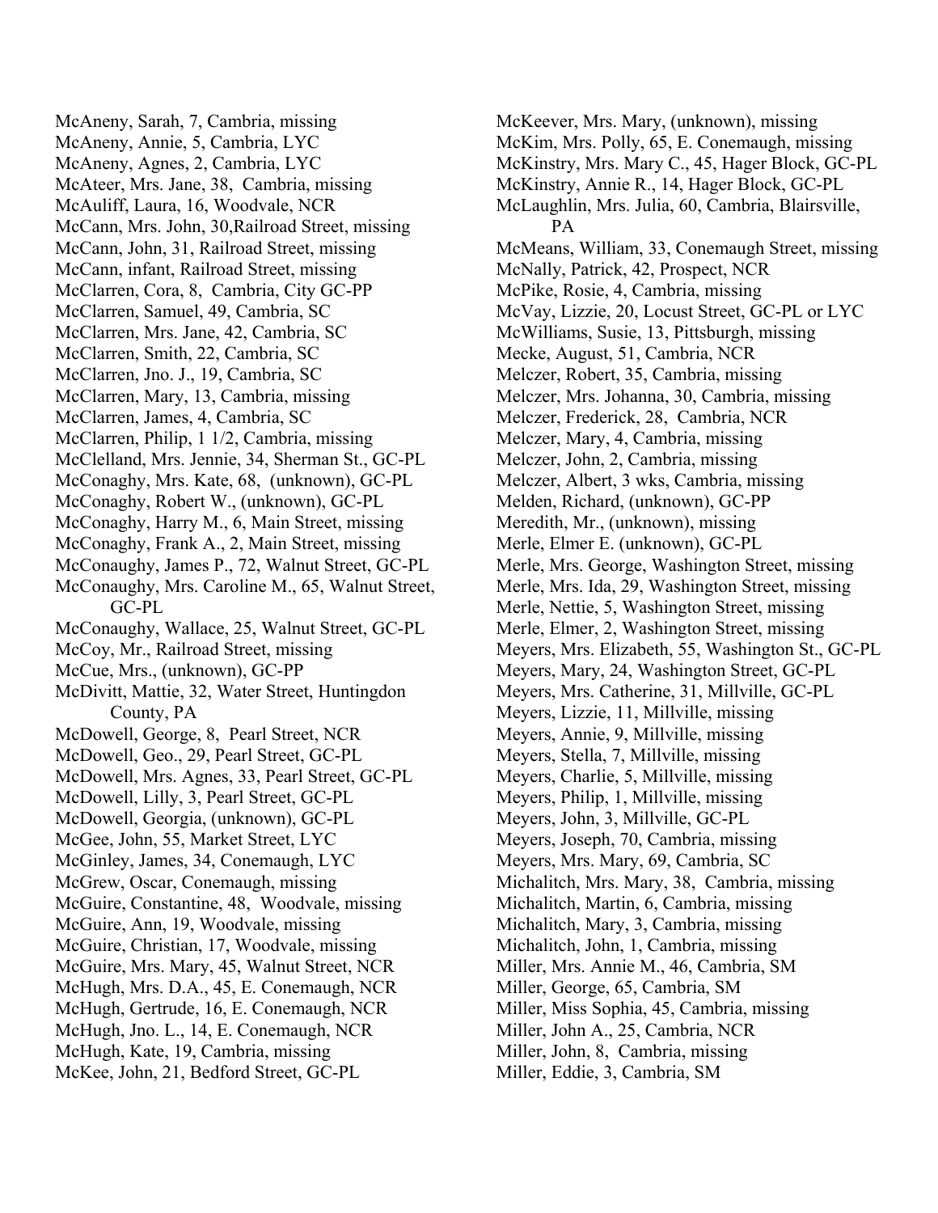McAneny, Sarah, 7, Cambria, missing
McAneny, Annie, 5, Cambria, LYC
McAneny, Agnes, 2, Cambria, LYC
McAteer, Mrs. Jane, 38, Cambria, missing
McAuliff, Laura, 16, Woodvale, NCR
McCann, Mrs. John, 30,Railroad Street, missing
McCann, John, 31, Railroad Street, missing
McCann, infant, Railroad Street, missing
McClarren, Cora, 8, Cambria, City GC-PP
McClarren, Samuel, 49, Cambria, SC
McClarren, Mrs. Jane, 42, Cambria, SC
McClarren, Smith, 22, Cambria, SC
McClarren, Jno. J., 19, Cambria, SC
McClarren, Mary, 13, Cambria, missing
McClarren, James, 4, Cambria, SC
McClarren, Philip, 1 1/2, Cambria, missing
McClelland, Mrs. Jennie, 34, Sherman St., GC-PL
McConaghy, Mrs. Kate, 68, (unknown), GC-PL
McConaghy, Robert W., (unknown), GC-PL
McConaghy, Harry M., 6, Main Street, missing
McConaghy, Frank A., 2, Main Street, missing
McConaughy, James P., 72, Walnut Street, GC-PL
McConaughy, Mrs. Caroline M., 65, Walnut Street, GC-PL
McConaughy, Wallace, 25, Walnut Street, GC-PL
McCoy, Mr., Railroad Street, missing
McCue, Mrs., (unknown), GC-PP
McDivitt, Mattie, 32, Water Street, Huntingdon County, PA
McDowell, George, 8, Pearl Street, NCR
McDowell, Geo., 29, Pearl Street, GC-PL
McDowell, Mrs. Agnes, 33, Pearl Street, GC-PL
McDowell, Lilly, 3, Pearl Street, GC-PL
McDowell, Georgia, (unknown), GC-PL
McGee, John, 55, Market Street, LYC
McGinley, James, 34, Conemaugh, LYC
McGrew, Oscar, Conemaugh, missing
McGuire, Constantine, 48, Woodvale, missing
McGuire, Ann, 19, Woodvale, missing
McGuire, Christian, 17, Woodvale, missing
McGuire, Mrs. Mary, 45, Walnut Street, NCR
McHugh, Mrs. D.A., 45, E. Conemaugh, NCR
McHugh, Gertrude, 16, E. Conemaugh, NCR
McHugh, Jno. L., 14, E. Conemaugh, NCR
McHugh, Kate, 19, Cambria, missing
McKee, John, 21, Bedford Street, GC-PL
McKeever, Mrs. Mary, (unknown), missing
McKim, Mrs. Polly, 65, E. Conemaugh, missing
McKinstry, Mrs. Mary C., 45, Hager Block, GC-PL
McKinstry, Annie R., 14, Hager Block, GC-PL
McLaughlin, Mrs. Julia, 60, Cambria, Blairsville, PA
McMeans, William, 33, Conemaugh Street, missing
McNally, Patrick, 42, Prospect, NCR
McPike, Rosie, 4, Cambria, missing
McVay, Lizzie, 20, Locust Street, GC-PL or LYC
McWilliams, Susie, 13, Pittsburgh, missing
Mecke, August, 51, Cambria, NCR
Melczer, Robert, 35, Cambria, missing
Melczer, Mrs. Johanna, 30, Cambria, missing
Melczer, Frederick, 28, Cambria, NCR
Melczer, Mary, 4, Cambria, missing
Melczer, John, 2, Cambria, missing
Melczer, Albert, 3 wks, Cambria, missing
Melden, Richard, (unknown), GC-PP
Meredith, Mr., (unknown), missing
Merle, Elmer E. (unknown), GC-PL
Merle, Mrs. George, Washington Street, missing
Merle, Mrs. Ida, 29, Washington Street, missing
Merle, Nettie, 5, Washington Street, missing
Merle, Elmer, 2, Washington Street, missing
Meyers, Mrs. Elizabeth, 55, Washington St., GC-PL
Meyers, Mary, 24, Washington Street, GC-PL
Meyers, Mrs. Catherine, 31, Millville, GC-PL
Meyers, Lizzie, 11, Millville, missing
Meyers, Annie, 9, Millville, missing
Meyers, Stella, 7, Millville, missing
Meyers, Charlie, 5, Millville, missing
Meyers, Philip, 1, Millville, missing
Meyers, John, 3, Millville, GC-PL
Meyers, Joseph, 70, Cambria, missing
Meyers, Mrs. Mary, 69, Cambria, SC
Michalitch, Mrs. Mary, 38, Cambria, missing
Michalitch, Martin, 6, Cambria, missing
Michalitch, Mary, 3, Cambria, missing
Michalitch, John, 1, Cambria, missing
Miller, Mrs. Annie M., 46, Cambria, SM
Miller, George, 65, Cambria, SM
Miller, Miss Sophia, 45, Cambria, missing
Miller, John A., 25, Cambria, NCR
Miller, John, 8, Cambria, missing
Miller, Eddie, 3, Cambria, SM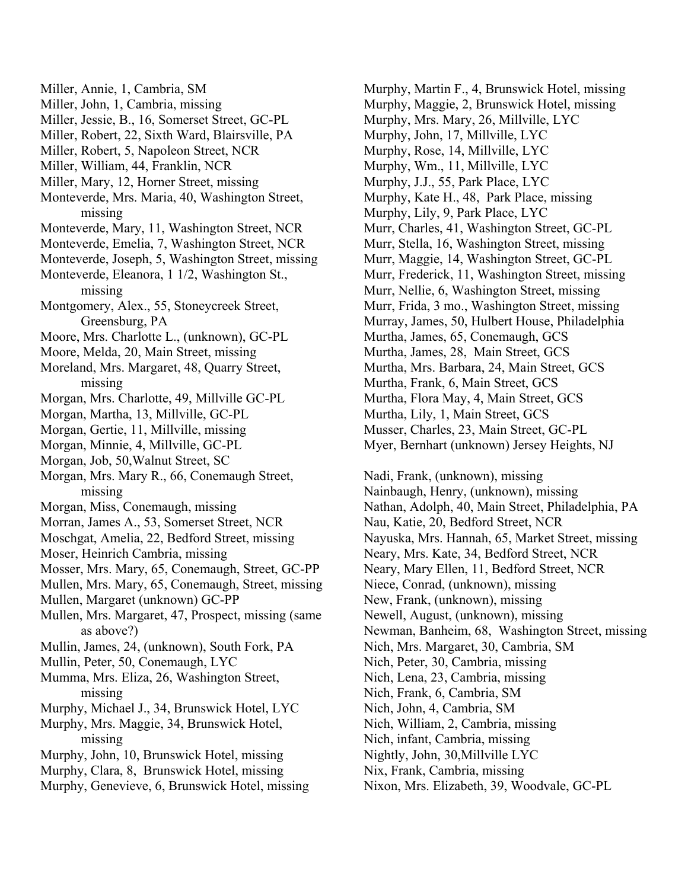Miller, Annie, 1, Cambria, SM
Miller, John, 1, Cambria, missing
Miller, Jessie, B., 16, Somerset Street, GC-PL
Miller, Robert, 22, Sixth Ward, Blairsville, PA
Miller, Robert, 5, Napoleon Street, NCR
Miller, William, 44, Franklin, NCR
Miller, Mary, 12, Horner Street, missing
Monteverde, Mrs. Maria, 40, Washington Street, missing
Monteverde, Mary, 11, Washington Street, NCR
Monteverde, Emelia, 7, Washington Street, NCR
Monteverde, Joseph, 5, Washington Street, missing
Monteverde, Eleanora, 1 1/2, Washington St., missing
Montgomery, Alex., 55, Stoneycreek Street, Greensburg, PA
Moore, Mrs. Charlotte L., (unknown), GC-PL
Moore, Melda, 20, Main Street, missing
Moreland, Mrs. Margaret, 48, Quarry Street, missing
Morgan, Mrs. Charlotte, 49, Millville GC-PL
Morgan, Martha, 13, Millville, GC-PL
Morgan, Gertie, 11, Millville, missing
Morgan, Minnie, 4, Millville, GC-PL
Morgan, Job, 50,Walnut Street, SC
Morgan, Mrs. Mary R., 66, Conemaugh Street, missing
Morgan, Miss, Conemaugh, missing
Morran, James A., 53, Somerset Street, NCR
Moschgat, Amelia, 22, Bedford Street, missing
Moser, Heinrich Cambria, missing
Mosser, Mrs. Mary, 65, Conemaugh, Street, GC-PP
Mullen, Mrs. Mary, 65, Conemaugh, Street, missing
Mullen, Margaret (unknown) GC-PP
Mullen, Mrs. Margaret, 47, Prospect, missing (same as above?)
Mullin, James, 24, (unknown), South Fork, PA
Mullin, Peter, 50, Conemaugh, LYC
Mumma, Mrs. Eliza, 26, Washington Street, missing
Murphy, Michael J., 34, Brunswick Hotel, LYC
Murphy, Mrs. Maggie, 34, Brunswick Hotel, missing
Murphy, John, 10, Brunswick Hotel, missing
Murphy, Clara, 8, Brunswick Hotel, missing
Murphy, Genevieve, 6, Brunswick Hotel, missing
Murphy, Martin F., 4, Brunswick Hotel, missing
Murphy, Maggie, 2, Brunswick Hotel, missing
Murphy, Mrs. Mary, 26, Millville, LYC
Murphy, John, 17, Millville, LYC
Murphy, Rose, 14, Millville, LYC
Murphy, Wm., 11, Millville, LYC
Murphy, J.J., 55, Park Place, LYC
Murphy, Kate H., 48, Park Place, missing
Murphy, Lily, 9, Park Place, LYC
Murr, Charles, 41, Washington Street, GC-PL
Murr, Stella, 16, Washington Street, missing
Murr, Maggie, 14, Washington Street, GC-PL
Murr, Frederick, 11, Washington Street, missing
Murr, Nellie, 6, Washington Street, missing
Murr, Frida, 3 mo., Washington Street, missing
Murray, James, 50, Hulbert House, Philadelphia
Murtha, James, 65, Conemaugh, GCS
Murtha, James, 28, Main Street, GCS
Murtha, Mrs. Barbara, 24, Main Street, GCS
Murtha, Frank, 6, Main Street, GCS
Murtha, Flora May, 4, Main Street, GCS
Murtha, Lily, 1, Main Street, GCS
Musser, Charles, 23, Main Street, GC-PL
Myer, Bernhart (unknown) Jersey Heights, NJ

Nadi, Frank, (unknown), missing
Nainbaugh, Henry, (unknown), missing
Nathan, Adolph, 40, Main Street, Philadelphia, PA
Nau, Katie, 20, Bedford Street, NCR
Nayuska, Mrs. Hannah, 65, Market Street, missing
Neary, Mrs. Kate, 34, Bedford Street, NCR
Neary, Mary Ellen, 11, Bedford Street, NCR
Niece, Conrad, (unknown), missing
New, Frank, (unknown), missing
Newell, August, (unknown), missing
Newman, Banheim, 68, Washington Street, missing
Nich, Mrs. Margaret, 30, Cambria, SM
Nich, Peter, 30, Cambria, missing
Nich, Lena, 23, Cambria, missing
Nich, Frank, 6, Cambria, SM
Nich, John, 4, Cambria, SM
Nich, William, 2, Cambria, missing
Nich, infant, Cambria, missing
Nightly, John, 30,Millville LYC
Nix, Frank, Cambria, missing
Nixon, Mrs. Elizabeth, 39, Woodvale, GC-PL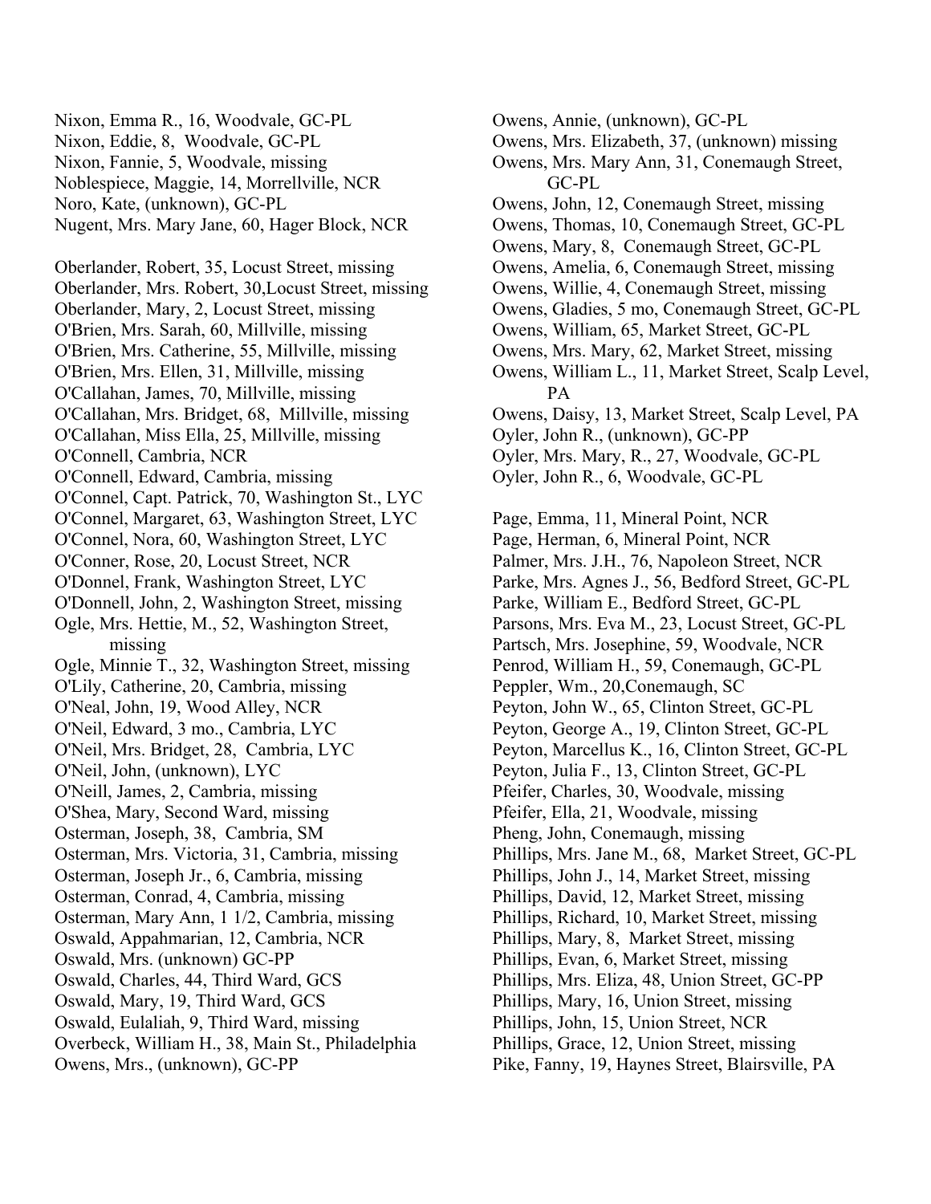Nixon, Emma R., 16, Woodvale, GC-PL
Nixon, Eddie, 8, Woodvale, GC-PL
Nixon, Fannie, 5, Woodvale, missing
Noblespiece, Maggie, 14, Morrellville, NCR
Noro, Kate, (unknown), GC-PL
Nugent, Mrs. Mary Jane, 60, Hager Block, NCR

Oberlander, Robert, 35, Locust Street, missing
Oberlander, Mrs. Robert, 30,Locust Street, missing
Oberlander, Mary, 2, Locust Street, missing
O'Brien, Mrs. Sarah, 60, Millville, missing
O'Brien, Mrs. Catherine, 55, Millville, missing
O'Brien, Mrs. Ellen, 31, Millville, missing
O'Callahan, James, 70, Millville, missing
O'Callahan, Mrs. Bridget, 68, Millville, missing
O'Callahan, Miss Ella, 25, Millville, missing
O'Connell, Cambria, NCR
O'Connell, Edward, Cambria, missing
O'Connel, Capt. Patrick, 70, Washington St., LYC
O'Connel, Margaret, 63, Washington Street, LYC
O'Connel, Nora, 60, Washington Street, LYC
O'Conner, Rose, 20, Locust Street, NCR
O'Donnel, Frank, Washington Street, LYC
O'Donnell, John, 2, Washington Street, missing
Ogle, Mrs. Hettie, M., 52, Washington Street, missing
Ogle, Minnie T., 32, Washington Street, missing
O'Lily, Catherine, 20, Cambria, missing
O'Neal, John, 19, Wood Alley, NCR
O'Neil, Edward, 3 mo., Cambria, LYC
O'Neil, Mrs. Bridget, 28, Cambria, LYC
O'Neil, John, (unknown), LYC
O'Neill, James, 2, Cambria, missing
O'Shea, Mary, Second Ward, missing
Osterman, Joseph, 38, Cambria, SM
Osterman, Mrs. Victoria, 31, Cambria, missing
Osterman, Joseph Jr., 6, Cambria, missing
Osterman, Conrad, 4, Cambria, missing
Osterman, Mary Ann, 1 1/2, Cambria, missing
Oswald, Appahmarian, 12, Cambria, NCR
Oswald, Mrs. (unknown) GC-PP
Oswald, Charles, 44, Third Ward, GCS
Oswald, Mary, 19, Third Ward, GCS
Oswald, Eulaliah, 9, Third Ward, missing
Overbeck, William H., 38, Main St., Philadelphia
Owens, Mrs., (unknown), GC-PP
Owens, Annie, (unknown), GC-PL
Owens, Mrs. Elizabeth, 37, (unknown) missing
Owens, Mrs. Mary Ann, 31, Conemaugh Street, GC-PL
Owens, John, 12, Conemaugh Street, missing
Owens, Thomas, 10, Conemaugh Street, GC-PL
Owens, Mary, 8, Conemaugh Street, GC-PL
Owens, Amelia, 6, Conemaugh Street, missing
Owens, Willie, 4, Conemaugh Street, missing
Owens, Gladies, 5 mo, Conemaugh Street, GC-PL
Owens, William, 65, Market Street, GC-PL
Owens, Mrs. Mary, 62, Market Street, missing
Owens, William L., 11, Market Street, Scalp Level, PA
Owens, Daisy, 13, Market Street, Scalp Level, PA
Oyler, John R., (unknown), GC-PP
Oyler, Mrs. Mary, R., 27, Woodvale, GC-PL
Oyler, John R., 6, Woodvale, GC-PL

Page, Emma, 11, Mineral Point, NCR
Page, Herman, 6, Mineral Point, NCR
Palmer, Mrs. J.H., 76, Napoleon Street, NCR
Parke, Mrs. Agnes J., 56, Bedford Street, GC-PL
Parke, William E., Bedford Street, GC-PL
Parsons, Mrs. Eva M., 23, Locust Street, GC-PL
Partsch, Mrs. Josephine, 59, Woodvale, NCR
Penrod, William H., 59, Conemaugh, GC-PL
Peppler, Wm., 20,Conemaugh, SC
Peyton, John W., 65, Clinton Street, GC-PL
Peyton, George A., 19, Clinton Street, GC-PL
Peyton, Marcellus K., 16, Clinton Street, GC-PL
Peyton, Julia F., 13, Clinton Street, GC-PL
Pfeifer, Charles, 30, Woodvale, missing
Pfeifer, Ella, 21, Woodvale, missing
Pheng, John, Conemaugh, missing
Phillips, Mrs. Jane M., 68, Market Street, GC-PL
Phillips, John J., 14, Market Street, missing
Phillips, David, 12, Market Street, missing
Phillips, Richard, 10, Market Street, missing
Phillips, Mary, 8, Market Street, missing
Phillips, Evan, 6, Market Street, missing
Phillips, Mrs. Eliza, 48, Union Street, GC-PP
Phillips, Mary, 16, Union Street, missing
Phillips, John, 15, Union Street, NCR
Phillips, Grace, 12, Union Street, missing
Pike, Fanny, 19, Haynes Street, Blairsville, PA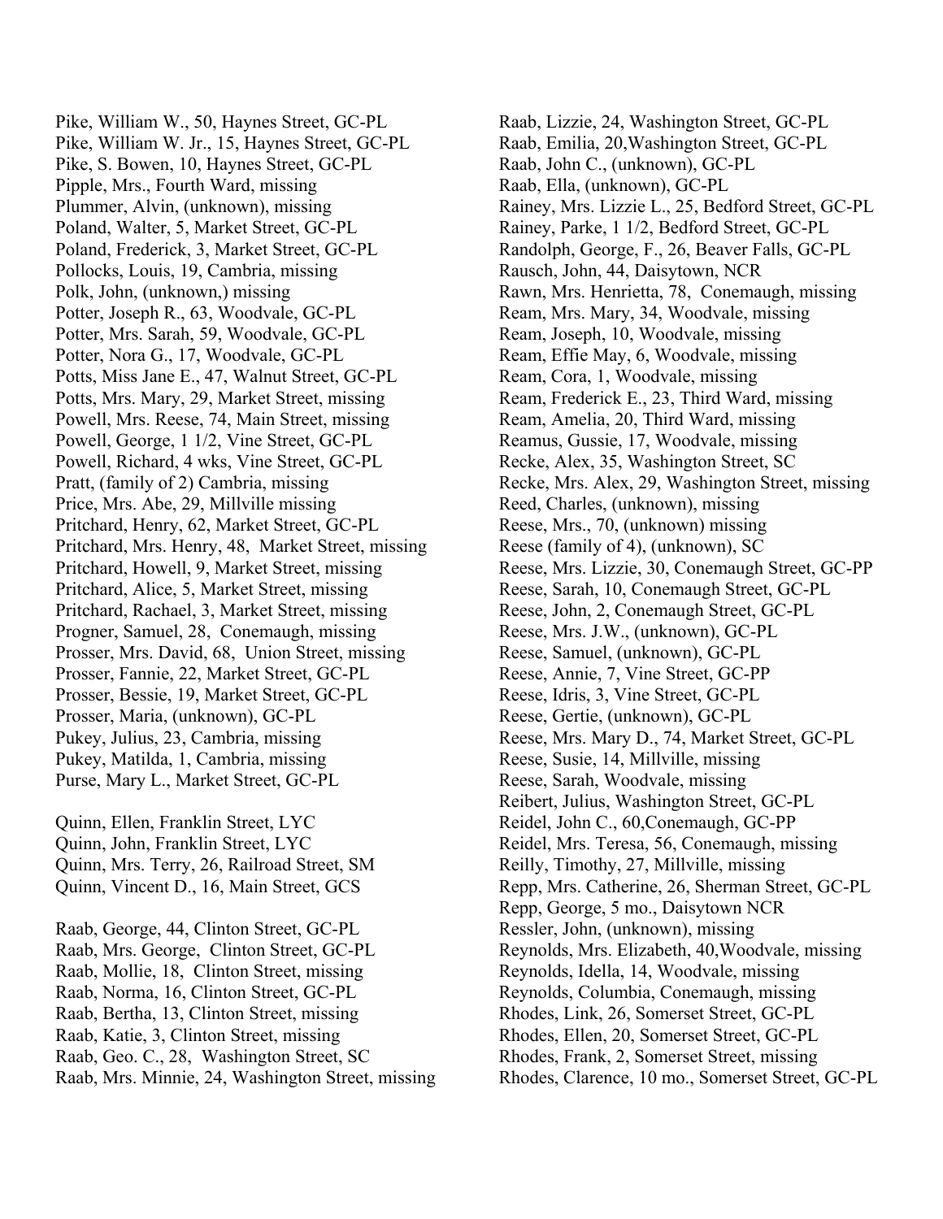Pike, William W., 50, Haynes Street, GC-PL
Pike, William W. Jr., 15, Haynes Street, GC-PL
Pike, S. Bowen, 10, Haynes Street, GC-PL
Pipple, Mrs., Fourth Ward, missing
Plummer, Alvin, (unknown), missing
Poland, Walter, 5, Market Street, GC-PL
Poland, Frederick, 3, Market Street, GC-PL
Pollocks, Louis, 19, Cambria, missing
Polk, John, (unknown,) missing
Potter, Joseph R., 63, Woodvale, GC-PL
Potter, Mrs. Sarah, 59, Woodvale, GC-PL
Potter, Nora G., 17, Woodvale, GC-PL
Potts, Miss Jane E., 47, Walnut Street, GC-PL
Potts, Mrs. Mary, 29, Market Street, missing
Powell, Mrs. Reese, 74, Main Street, missing
Powell, George, 1 1/2, Vine Street, GC-PL
Powell, Richard, 4 wks, Vine Street, GC-PL
Pratt, (family of 2) Cambria, missing
Price, Mrs. Abe, 29, Millville missing
Pritchard, Henry, 62, Market Street, GC-PL
Pritchard, Mrs. Henry, 48, Market Street, missing
Pritchard, Howell, 9, Market Street, missing
Pritchard, Alice, 5, Market Street, missing
Pritchard, Rachael, 3, Market Street, missing
Progner, Samuel, 28, Conemaugh, missing
Prosser, Mrs. David, 68, Union Street, missing
Prosser, Fannie, 22, Market Street, GC-PL
Prosser, Bessie, 19, Market Street, GC-PL
Prosser, Maria, (unknown), GC-PL
Pukey, Julius, 23, Cambria, missing
Pukey, Matilda, 1, Cambria, missing
Purse, Mary L., Market Street, GC-PL

Quinn, Ellen, Franklin Street, LYC
Quinn, John, Franklin Street, LYC
Quinn, Mrs. Terry, 26, Railroad Street, SM
Quinn, Vincent D., 16, Main Street, GCS

Raab, George, 44, Clinton Street, GC-PL
Raab, Mrs. George, Clinton Street, GC-PL
Raab, Mollie, 18, Clinton Street, missing
Raab, Norma, 16, Clinton Street, GC-PL
Raab, Bertha, 13, Clinton Street, missing
Raab, Katie, 3, Clinton Street, missing
Raab, Geo. C., 28, Washington Street, SC
Raab, Mrs. Minnie, 24, Washington Street, missing
Raab, Lizzie, 24, Washington Street, GC-PL
Raab, Emilia, 20,Washington Street, GC-PL
Raab, John C., (unknown), GC-PL
Raab, Ella, (unknown), GC-PL
Rainey, Mrs. Lizzie L., 25, Bedford Street, GC-PL
Rainey, Parke, 1 1/2, Bedford Street, GC-PL
Randolph, George, F., 26, Beaver Falls, GC-PL
Rausch, John, 44, Daisytown, NCR
Rawn, Mrs. Henrietta, 78, Conemaugh, missing
Ream, Mrs. Mary, 34, Woodvale, missing
Ream, Joseph, 10, Woodvale, missing
Ream, Effie May, 6, Woodvale, missing
Ream, Cora, 1, Woodvale, missing
Ream, Frederick E., 23, Third Ward, missing
Ream, Amelia, 20, Third Ward, missing
Reamus, Gussie, 17, Woodvale, missing
Recke, Alex, 35, Washington Street, SC
Recke, Mrs. Alex, 29, Washington Street, missing
Reed, Charles, (unknown), missing
Reese, Mrs., 70, (unknown) missing
Reese (family of 4), (unknown), SC
Reese, Mrs. Lizzie, 30, Conemaugh Street, GC-PP
Reese, Sarah, 10, Conemaugh Street, GC-PL
Reese, John, 2, Conemaugh Street, GC-PL
Reese, Mrs. J.W., (unknown), GC-PL
Reese, Samuel, (unknown), GC-PL
Reese, Annie, 7, Vine Street, GC-PP
Reese, Idris, 3, Vine Street, GC-PL
Reese, Gertie, (unknown), GC-PL
Reese, Mrs. Mary D., 74, Market Street, GC-PL
Reese, Susie, 14, Millville, missing
Reese, Sarah, Woodvale, missing
Reibert, Julius, Washington Street, GC-PL
Reidel, John C., 60,Conemaugh, GC-PP
Reidel, Mrs. Teresa, 56, Conemaugh, missing
Reilly, Timothy, 27, Millville, missing
Repp, Mrs. Catherine, 26, Sherman Street, GC-PL
Repp, George, 5 mo., Daisytown NCR
Ressler, John, (unknown), missing
Reynolds, Mrs. Elizabeth, 40,Woodvale, missing
Reynolds, Idella, 14, Woodvale, missing
Reynolds, Columbia, Conemaugh, missing
Rhodes, Link, 26, Somerset Street, GC-PL
Rhodes, Ellen, 20, Somerset Street, GC-PL
Rhodes, Frank, 2, Somerset Street, missing
Rhodes, Clarence, 10 mo., Somerset Street, GC-PL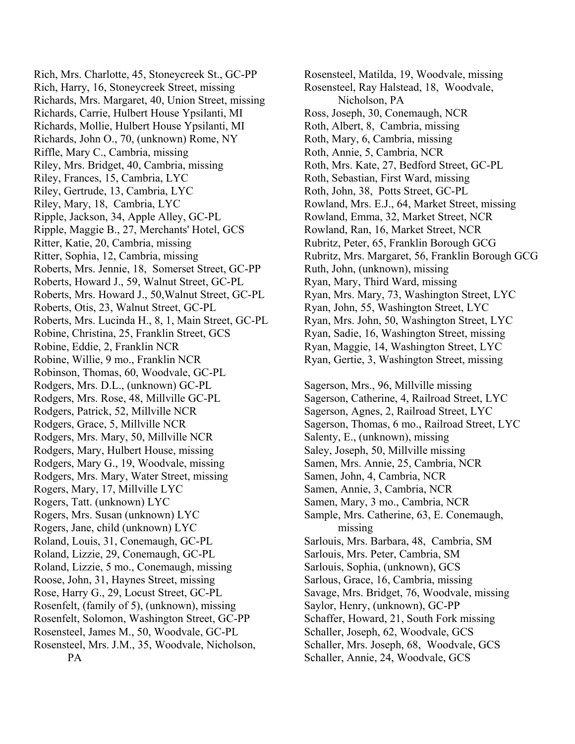Rich, Mrs. Charlotte, 45, Stoneycreek St., GC-PP
Rich, Harry, 16, Stoneycreek Street, missing
Richards, Mrs. Margaret, 40, Union Street, missing
Richards, Carrie, Hulbert House Ypsilanti, MI
Richards, Mollie, Hulbert House Ypsilanti, MI
Richards, John O., 70, (unknown) Rome, NY
Riffle, Mary C., Cambria, missing
Riley, Mrs. Bridget, 40, Cambria, missing
Riley, Frances, 15, Cambria, LYC
Riley, Gertrude, 13, Cambria, LYC
Riley, Mary, 18, Cambria, LYC
Ripple, Jackson, 34, Apple Alley, GC-PL
Ripple, Maggie B., 27, Merchants' Hotel, GCS
Ritter, Katie, 20, Cambria, missing
Ritter, Sophia, 12, Cambria, missing
Roberts, Mrs. Jennie, 18, Somerset Street, GC-PP
Roberts, Howard J., 59, Walnut Street, GC-PL
Roberts, Mrs. Howard J., 50,Walnut Street, GC-PL
Roberts, Otis, 23, Walnut Street, GC-PL
Roberts, Mrs. Lucinda H., 8, 1, Main Street, GC-PL
Robine, Christina, 25, Franklin Street, GCS
Robine, Eddie, 2, Franklin NCR
Robine, Willie, 9 mo., Franklin NCR
Robinson, Thomas, 60, Woodvale, GC-PL
Rodgers, Mrs. D.L., (unknown) GC-PL
Rodgers, Mrs. Rose, 48, Millville GC-PL
Rodgers, Patrick, 52, Millville NCR
Rodgers, Grace, 5, Millville NCR
Rodgers, Mrs. Mary, 50, Millville NCR
Rodgers, Mary, Hulbert House, missing
Rodgers, Mary G., 19, Woodvale, missing
Rodgers, Mrs. Mary, Water Street, missing
Rogers, Mary, 17, Millville LYC
Rogers, Tatt. (unknown) LYC
Rogers, Mrs. Susan (unknown) LYC
Rogers, Jane, child (unknown) LYC
Roland, Louis, 31, Conemaugh, GC-PL
Roland, Lizzie, 29, Conemaugh, GC-PL
Roland, Lizzie, 5 mo., Conemaugh, missing
Roose, John, 31, Haynes Street, missing
Rose, Harry G., 29, Locust Street, GC-PL
Rosenfelt, (family of 5), (unknown), missing
Rosenfelt, Solomon, Washington Street, GC-PP
Rosensteel, James M., 50, Woodvale, GC-PL
Rosensteel, Mrs. J.M., 35, Woodvale, Nicholson, PA
Rosensteel, Matilda, 19, Woodvale, missing
Rosensteel, Ray Halstead, 18, Woodvale, Nicholson, PA
Ross, Joseph, 30, Conemaugh, NCR
Roth, Albert, 8, Cambria, missing
Roth, Mary, 6, Cambria, missing
Roth, Annie, 5, Cambria, NCR
Roth, Mrs. Kate, 27, Bedford Street, GC-PL
Roth, Sebastian, First Ward, missing
Roth, John, 38, Potts Street, GC-PL
Rowland, Mrs. E.J., 64, Market Street, missing
Rowland, Emma, 32, Market Street, NCR
Rowland, Ran, 16, Market Street, NCR
Rubritz, Peter, 65, Franklin Borough GCG
Rubritz, Mrs. Margaret, 56, Franklin Borough GCG
Ruth, John, (unknown), missing
Ryan, Mary, Third Ward, missing
Ryan, Mrs. Mary, 73, Washington Street, LYC
Ryan, John, 55, Washington Street, LYC
Ryan, Mrs. John, 50, Washington Street, LYC
Ryan, Sadie, 16, Washington Street, missing
Ryan, Maggie, 14, Washington Street, LYC
Ryan, Gertie, 3, Washington Street, missing

Sagerson, Mrs., 96, Millville missing
Sagerson, Catherine, 4, Railroad Street, LYC
Sagerson, Agnes, 2, Railroad Street, LYC
Sagerson, Thomas, 6 mo., Railroad Street, LYC
Salenty, E., (unknown), missing
Saley, Joseph, 50, Millville missing
Samen, Mrs. Annie, 25, Cambria, NCR
Samen, John, 4, Cambria, NCR
Samen, Annie, 3, Cambria, NCR
Samen, Mary, 3 mo., Cambria, NCR
Sample, Mrs. Catherine, 63, E. Conemaugh, missing
Sarlouis, Mrs. Barbara, 48, Cambria, SM
Sarlouis, Mrs. Peter, Cambria, SM
Sarlouis, Sophia, (unknown), GCS
Sarlous, Grace, 16, Cambria, missing
Savage, Mrs. Bridget, 76, Woodvale, missing
Saylor, Henry, (unknown), GC-PP
Schaffer, Howard, 21, South Fork missing
Schaller, Joseph, 62, Woodvale, GCS
Schaller, Mrs. Joseph, 68, Woodvale, GCS
Schaller, Annie, 24, Woodvale, GCS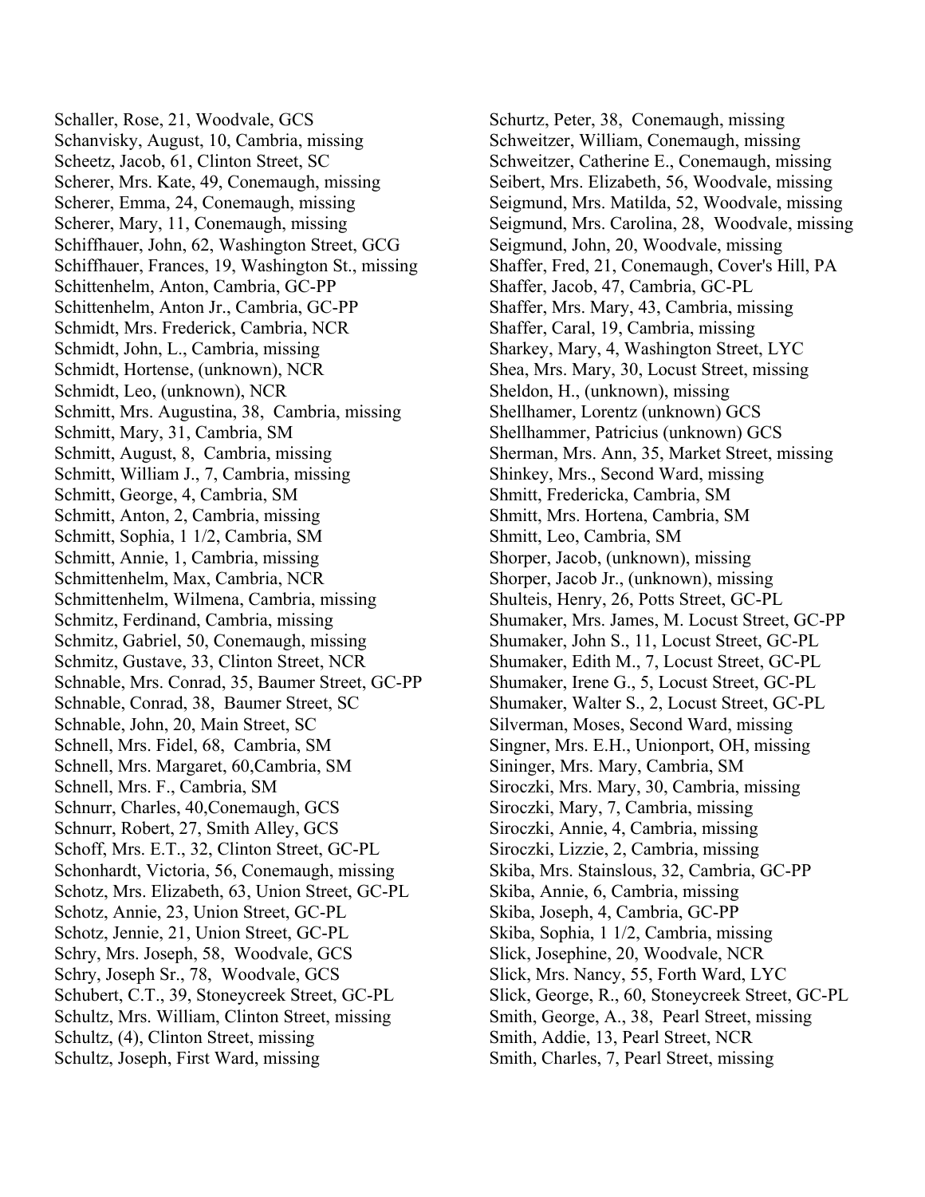Schaller, Rose, 21, Woodvale, GCS
Schanvisky, August, 10, Cambria, missing
Scheetz, Jacob, 61, Clinton Street, SC
Scherer, Mrs. Kate, 49, Conemaugh, missing
Scherer, Emma, 24, Conemaugh, missing
Scherer, Mary, 11, Conemaugh, missing
Schiffhauer, John, 62, Washington Street, GCG
Schiffhauer, Frances, 19, Washington St., missing
Schittenhelm, Anton, Cambria, GC-PP
Schittenhelm, Anton Jr., Cambria, GC-PP
Schmidt, Mrs. Frederick, Cambria, NCR
Schmidt, John, L., Cambria, missing
Schmidt, Hortense, (unknown), NCR
Schmidt, Leo, (unknown), NCR
Schmitt, Mrs. Augustina, 38, Cambria, missing
Schmitt, Mary, 31, Cambria, SM
Schmitt, August, 8, Cambria, missing
Schmitt, William J., 7, Cambria, missing
Schmitt, George, 4, Cambria, SM
Schmitt, Anton, 2, Cambria, missing
Schmitt, Sophia, 1 1/2, Cambria, SM
Schmitt, Annie, 1, Cambria, missing
Schmittenhelm, Max, Cambria, NCR
Schmittenhelm, Wilmena, Cambria, missing
Schmitz, Ferdinand, Cambria, missing
Schmitz, Gabriel, 50, Conemaugh, missing
Schmitz, Gustave, 33, Clinton Street, NCR
Schnable, Mrs. Conrad, 35, Baumer Street, GC-PP
Schnable, Conrad, 38, Baumer Street, SC
Schnable, John, 20, Main Street, SC
Schnell, Mrs. Fidel, 68, Cambria, SM
Schnell, Mrs. Margaret, 60,Cambria, SM
Schnell, Mrs. F., Cambria, SM
Schnurr, Charles, 40,Conemaugh, GCS
Schnurr, Robert, 27, Smith Alley, GCS
Schoff, Mrs. E.T., 32, Clinton Street, GC-PL
Schonhardt, Victoria, 56, Conemaugh, missing
Schotz, Mrs. Elizabeth, 63, Union Street, GC-PL
Schotz, Annie, 23, Union Street, GC-PL
Schotz, Jennie, 21, Union Street, GC-PL
Schry, Mrs. Joseph, 58, Woodvale, GCS
Schry, Joseph Sr., 78, Woodvale, GCS
Schubert, C.T., 39, Stoneycreek Street, GC-PL
Schultz, Mrs. William, Clinton Street, missing
Schultz, (4), Clinton Street, missing
Schultz, Joseph, First Ward, missing
Schurtz, Peter, 38, Conemaugh, missing
Schweitzer, William, Conemaugh, missing
Schweitzer, Catherine E., Conemaugh, missing
Seibert, Mrs. Elizabeth, 56, Woodvale, missing
Seigmund, Mrs. Matilda, 52, Woodvale, missing
Seigmund, Mrs. Carolina, 28, Woodvale, missing
Seigmund, John, 20, Woodvale, missing
Shaffer, Fred, 21, Conemaugh, Cover's Hill, PA
Shaffer, Jacob, 47, Cambria, GC-PL
Shaffer, Mrs. Mary, 43, Cambria, missing
Shaffer, Caral, 19, Cambria, missing
Sharkey, Mary, 4, Washington Street, LYC
Shea, Mrs. Mary, 30, Locust Street, missing
Sheldon, H., (unknown), missing
Shellhamer, Lorentz (unknown) GCS
Shellhammer, Patricius (unknown) GCS
Sherman, Mrs. Ann, 35, Market Street, missing
Shinkey, Mrs., Second Ward, missing
Shmitt, Fredericka, Cambria, SM
Shmitt, Mrs. Hortena, Cambria, SM
Shmitt, Leo, Cambria, SM
Shorper, Jacob, (unknown), missing
Shorper, Jacob Jr., (unknown), missing
Shulteis, Henry, 26, Potts Street, GC-PL
Shumaker, Mrs. James, M. Locust Street, GC-PP
Shumaker, John S., 11, Locust Street, GC-PL
Shumaker, Edith M., 7, Locust Street, GC-PL
Shumaker, Irene G., 5, Locust Street, GC-PL
Shumaker, Walter S., 2, Locust Street, GC-PL
Silverman, Moses, Second Ward, missing
Singner, Mrs. E.H., Unionport, OH, missing
Sininger, Mrs. Mary, Cambria, SM
Siroczki, Mrs. Mary, 30, Cambria, missing
Siroczki, Mary, 7, Cambria, missing
Siroczki, Annie, 4, Cambria, missing
Siroczki, Lizzie, 2, Cambria, missing
Skiba, Mrs. Stainslous, 32, Cambria, GC-PP
Skiba, Annie, 6, Cambria, missing
Skiba, Joseph, 4, Cambria, GC-PP
Skiba, Sophia, 1 1/2, Cambria, missing
Slick, Josephine, 20, Woodvale, NCR
Slick, Mrs. Nancy, 55, Forth Ward, LYC
Slick, George, R., 60, Stoneycreek Street, GC-PL
Smith, George, A., 38, Pearl Street, missing
Smith, Addie, 13, Pearl Street, NCR
Smith, Charles, 7, Pearl Street, missing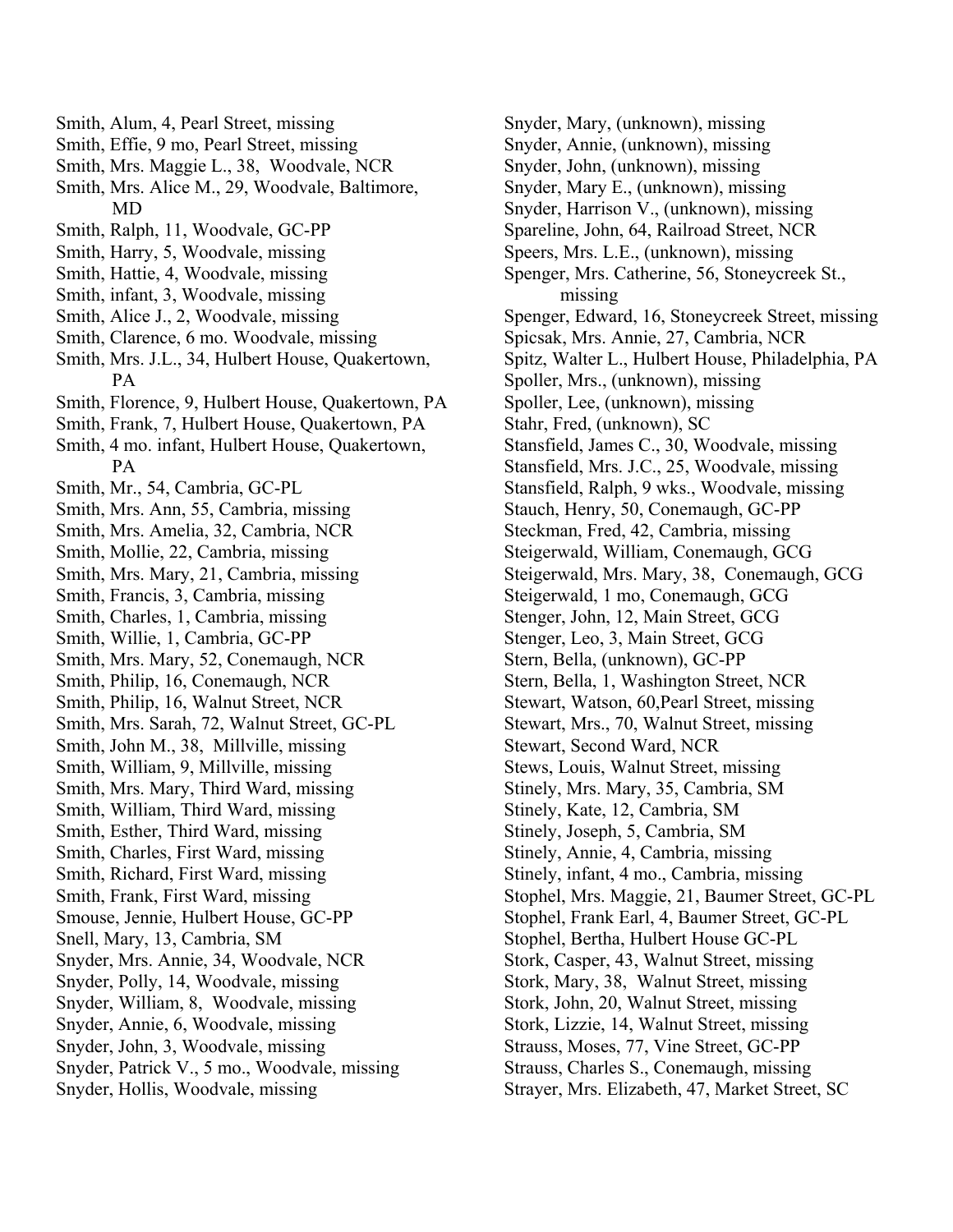Smith, Alum, 4, Pearl Street, missing
Smith, Effie, 9 mo, Pearl Street, missing
Smith, Mrs. Maggie L., 38, Woodvale, NCR
Smith, Mrs. Alice M., 29, Woodvale, Baltimore, MD
Smith, Ralph, 11, Woodvale, GC-PP
Smith, Harry, 5, Woodvale, missing
Smith, Hattie, 4, Woodvale, missing
Smith, infant, 3, Woodvale, missing
Smith, Alice J., 2, Woodvale, missing
Smith, Clarence, 6 mo. Woodvale, missing
Smith, Mrs. J.L., 34, Hulbert House, Quakertown, PA
Smith, Florence, 9, Hulbert House, Quakertown, PA
Smith, Frank, 7, Hulbert House, Quakertown, PA
Smith, 4 mo. infant, Hulbert House, Quakertown, PA
Smith, Mr., 54, Cambria, GC-PL
Smith, Mrs. Ann, 55, Cambria, missing
Smith, Mrs. Amelia, 32, Cambria, NCR
Smith, Mollie, 22, Cambria, missing
Smith, Mrs. Mary, 21, Cambria, missing
Smith, Francis, 3, Cambria, missing
Smith, Charles, 1, Cambria, missing
Smith, Willie, 1, Cambria, GC-PP
Smith, Mrs. Mary, 52, Conemaugh, NCR
Smith, Philip, 16, Conemaugh, NCR
Smith, Philip, 16, Walnut Street, NCR
Smith, Mrs. Sarah, 72, Walnut Street, GC-PL
Smith, John M., 38, Millville, missing
Smith, William, 9, Millville, missing
Smith, Mrs. Mary, Third Ward, missing
Smith, William, Third Ward, missing
Smith, Esther, Third Ward, missing
Smith, Charles, First Ward, missing
Smith, Richard, First Ward, missing
Smith, Frank, First Ward, missing
Smouse, Jennie, Hulbert House, GC-PP
Snell, Mary, 13, Cambria, SM
Snyder, Mrs. Annie, 34, Woodvale, NCR
Snyder, Polly, 14, Woodvale, missing
Snyder, William, 8, Woodvale, missing
Snyder, Annie, 6, Woodvale, missing
Snyder, John, 3, Woodvale, missing
Snyder, Patrick V., 5 mo., Woodvale, missing
Snyder, Hollis, Woodvale, missing
Snyder, Mary, (unknown), missing
Snyder, Annie, (unknown), missing
Snyder, John, (unknown), missing
Snyder, Mary E., (unknown), missing
Snyder, Harrison V., (unknown), missing
Spareline, John, 64, Railroad Street, NCR
Speers, Mrs. L.E., (unknown), missing
Spenger, Mrs. Catherine, 56, Stoneycreek St., missing
Spenger, Edward, 16, Stoneycreek Street, missing
Spicsak, Mrs. Annie, 27, Cambria, NCR
Spitz, Walter L., Hulbert House, Philadelphia, PA
Spoller, Mrs., (unknown), missing
Spoller, Lee, (unknown), missing
Stahr, Fred, (unknown), SC
Stansfield, James C., 30, Woodvale, missing
Stansfield, Mrs. J.C., 25, Woodvale, missing
Stansfield, Ralph, 9 wks., Woodvale, missing
Stauch, Henry, 50, Conemaugh, GC-PP
Steckman, Fred, 42, Cambria, missing
Steigerwald, William, Conemaugh, GCG
Steigerwald, Mrs. Mary, 38, Conemaugh, GCG
Steigerwald, 1 mo, Conemaugh, GCG
Stenger, John, 12, Main Street, GCG
Stenger, Leo, 3, Main Street, GCG
Stern, Bella, (unknown), GC-PP
Stern, Bella, 1, Washington Street, NCR
Stewart, Watson, 60,Pearl Street, missing
Stewart, Mrs., 70, Walnut Street, missing
Stewart, Second Ward, NCR
Stews, Louis, Walnut Street, missing
Stinely, Mrs. Mary, 35, Cambria, SM
Stinely, Kate, 12, Cambria, SM
Stinely, Joseph, 5, Cambria, SM
Stinely, Annie, 4, Cambria, missing
Stinely, infant, 4 mo., Cambria, missing
Stophel, Mrs. Maggie, 21, Baumer Street, GC-PL
Stophel, Frank Earl, 4, Baumer Street, GC-PL
Stophel, Bertha, Hulbert House GC-PL
Stork, Casper, 43, Walnut Street, missing
Stork, Mary, 38, Walnut Street, missing
Stork, John, 20, Walnut Street, missing
Stork, Lizzie, 14, Walnut Street, missing
Strauss, Moses, 77, Vine Street, GC-PP
Strauss, Charles S., Conemaugh, missing
Strayer, Mrs. Elizabeth, 47, Market Street, SC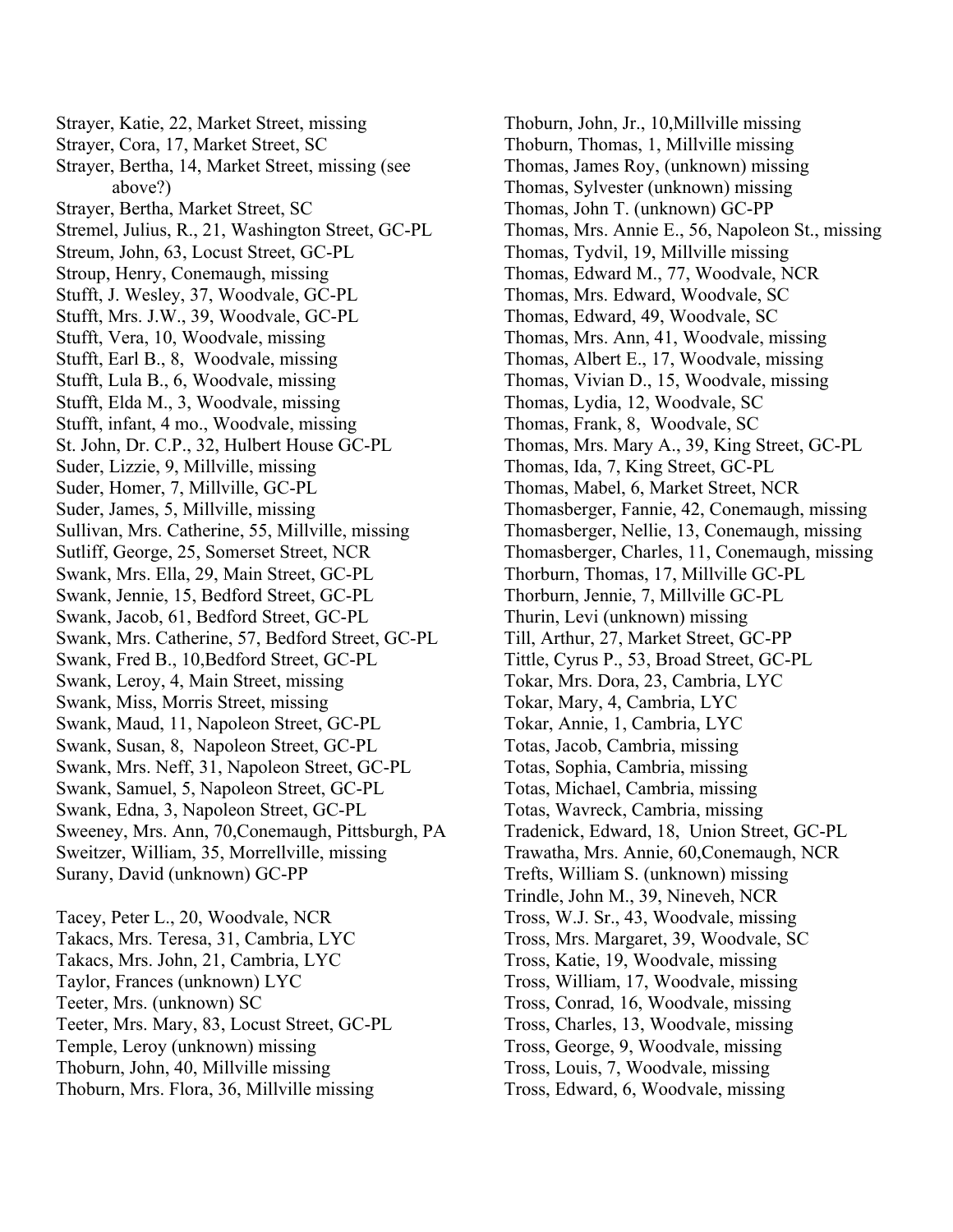Strayer, Katie, 22, Market Street, missing
Strayer, Cora, 17, Market Street, SC
Strayer, Bertha, 14, Market Street, missing (see above?)
Strayer, Bertha, Market Street, SC
Stremel, Julius, R., 21, Washington Street, GC-PL
Streum, John, 63, Locust Street, GC-PL
Stroup, Henry, Conemaugh, missing
Stufft, J. Wesley, 37, Woodvale, GC-PL
Stufft, Mrs. J.W., 39, Woodvale, GC-PL
Stufft, Vera, 10, Woodvale, missing
Stufft, Earl B., 8, Woodvale, missing
Stufft, Lula B., 6, Woodvale, missing
Stufft, Elda M., 3, Woodvale, missing
Stufft, infant, 4 mo., Woodvale, missing
St. John, Dr. C.P., 32, Hulbert House GC-PL
Suder, Lizzie, 9, Millville, missing
Suder, Homer, 7, Millville, GC-PL
Suder, James, 5, Millville, missing
Sullivan, Mrs. Catherine, 55, Millville, missing
Sutliff, George, 25, Somerset Street, NCR
Swank, Mrs. Ella, 29, Main Street, GC-PL
Swank, Jennie, 15, Bedford Street, GC-PL
Swank, Jacob, 61, Bedford Street, GC-PL
Swank, Mrs. Catherine, 57, Bedford Street, GC-PL
Swank, Fred B., 10,Bedford Street, GC-PL
Swank, Leroy, 4, Main Street, missing
Swank, Miss, Morris Street, missing
Swank, Maud, 11, Napoleon Street, GC-PL
Swank, Susan, 8, Napoleon Street, GC-PL
Swank, Mrs. Neff, 31, Napoleon Street, GC-PL
Swank, Samuel, 5, Napoleon Street, GC-PL
Swank, Edna, 3, Napoleon Street, GC-PL
Sweeney, Mrs. Ann, 70,Conemaugh, Pittsburgh, PA
Sweitzer, William, 35, Morrellville, missing
Surany, David (unknown) GC-PP

Tacey, Peter L., 20, Woodvale, NCR
Takacs, Mrs. Teresa, 31, Cambria, LYC
Takacs, Mrs. John, 21, Cambria, LYC
Taylor, Frances (unknown) LYC
Teeter, Mrs. (unknown) SC
Teeter, Mrs. Mary, 83, Locust Street, GC-PL
Temple, Leroy (unknown) missing
Thoburn, John, 40, Millville missing
Thoburn, Mrs. Flora, 36, Millville missing
Thoburn, John, Jr., 10,Millville missing
Thoburn, Thomas, 1, Millville missing
Thomas, James Roy, (unknown) missing
Thomas, Sylvester (unknown) missing
Thomas, John T. (unknown) GC-PP
Thomas, Mrs. Annie E., 56, Napoleon St., missing
Thomas, Tydvil, 19, Millville missing
Thomas, Edward M., 77, Woodvale, NCR
Thomas, Mrs. Edward, Woodvale, SC
Thomas, Edward, 49, Woodvale, SC
Thomas, Mrs. Ann, 41, Woodvale, missing
Thomas, Albert E., 17, Woodvale, missing
Thomas, Vivian D., 15, Woodvale, missing
Thomas, Lydia, 12, Woodvale, SC
Thomas, Frank, 8, Woodvale, SC
Thomas, Mrs. Mary A., 39, King Street, GC-PL
Thomas, Ida, 7, King Street, GC-PL
Thomas, Mabel, 6, Market Street, NCR
Thomasberger, Fannie, 42, Conemaugh, missing
Thomasberger, Nellie, 13, Conemaugh, missing
Thomasberger, Charles, 11, Conemaugh, missing
Thorburn, Thomas, 17, Millville GC-PL
Thorburn, Jennie, 7, Millville GC-PL
Thurin, Levi (unknown) missing
Till, Arthur, 27, Market Street, GC-PP
Tittle, Cyrus P., 53, Broad Street, GC-PL
Tokar, Mrs. Dora, 23, Cambria, LYC
Tokar, Mary, 4, Cambria, LYC
Tokar, Annie, 1, Cambria, LYC
Totas, Jacob, Cambria, missing
Totas, Sophia, Cambria, missing
Totas, Michael, Cambria, missing
Totas, Wavreck, Cambria, missing
Tradenick, Edward, 18, Union Street, GC-PL
Trawatha, Mrs. Annie, 60,Conemaugh, NCR
Trefts, William S. (unknown) missing
Trindle, John M., 39, Nineveh, NCR
Tross, W.J. Sr., 43, Woodvale, missing
Tross, Mrs. Margaret, 39, Woodvale, SC
Tross, Katie, 19, Woodvale, missing
Tross, William, 17, Woodvale, missing
Tross, Conrad, 16, Woodvale, missing
Tross, Charles, 13, Woodvale, missing
Tross, George, 9, Woodvale, missing
Tross, Louis, 7, Woodvale, missing
Tross, Edward, 6, Woodvale, missing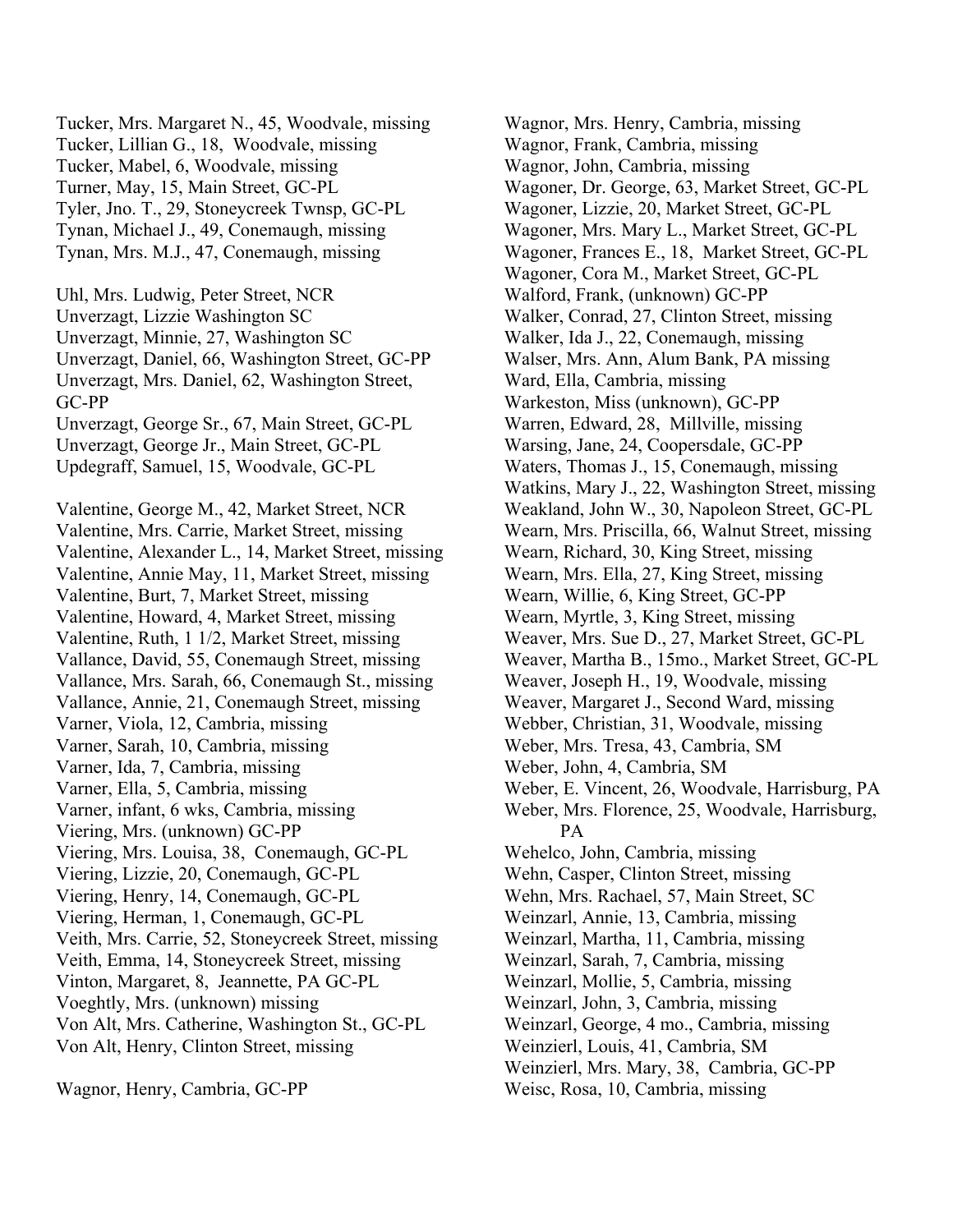Tucker, Mrs. Margaret N., 45, Woodvale, missing
Tucker, Lillian G., 18, Woodvale, missing
Tucker, Mabel, 6, Woodvale, missing
Turner, May, 15, Main Street, GC-PL
Tyler, Jno. T., 29, Stoneycreek Twnsp, GC-PL
Tynan, Michael J., 49, Conemaugh, missing
Tynan, Mrs. M.J., 47, Conemaugh, missing

Uhl, Mrs. Ludwig, Peter Street, NCR
Unverzagt, Lizzie Washington SC
Unverzagt, Minnie, 27, Washington SC
Unverzagt, Daniel, 66, Washington Street, GC-PP
Unverzagt, Mrs. Daniel, 62, Washington Street, GC-PP
Unverzagt, George Sr., 67, Main Street, GC-PL
Unverzagt, George Jr., Main Street, GC-PL
Updegraff, Samuel, 15, Woodvale, GC-PL

Valentine, George M., 42, Market Street, NCR
Valentine, Mrs. Carrie, Market Street, missing
Valentine, Alexander L., 14, Market Street, missing
Valentine, Annie May, 11, Market Street, missing
Valentine, Burt, 7, Market Street, missing
Valentine, Howard, 4, Market Street, missing
Valentine, Ruth, 1 1/2, Market Street, missing
Vallance, David, 55, Conemaugh Street, missing
Vallance, Mrs. Sarah, 66, Conemaugh St., missing
Vallance, Annie, 21, Conemaugh Street, missing
Varner, Viola, 12, Cambria, missing
Varner, Sarah, 10, Cambria, missing
Varner, Ida, 7, Cambria, missing
Varner, Ella, 5, Cambria, missing
Varner, infant, 6 wks, Cambria, missing
Viering, Mrs. (unknown) GC-PP
Viering, Mrs. Louisa, 38, Conemaugh, GC-PL
Viering, Lizzie, 20, Conemaugh, GC-PL
Viering, Henry, 14, Conemaugh, GC-PL
Viering, Herman, 1, Conemaugh, GC-PL
Veith, Mrs. Carrie, 52, Stoneycreek Street, missing
Veith, Emma, 14, Stoneycreek Street, missing
Vinton, Margaret, 8, Jeannette, PA GC-PL
Voeghtly, Mrs. (unknown) missing
Von Alt, Mrs. Catherine, Washington St., GC-PL
Von Alt, Henry, Clinton Street, missing

Wagnor, Henry, Cambria, GC-PP
Wagnor, Mrs. Henry, Cambria, missing
Wagnor, Frank, Cambria, missing
Wagnor, John, Cambria, missing
Wagoner, Dr. George, 63, Market Street, GC-PL
Wagoner, Lizzie, 20, Market Street, GC-PL
Wagoner, Mrs. Mary L., Market Street, GC-PL
Wagoner, Frances E., 18, Market Street, GC-PL
Wagoner, Cora M., Market Street, GC-PL
Walford, Frank, (unknown) GC-PP
Walker, Conrad, 27, Clinton Street, missing
Walker, Ida J., 22, Conemaugh, missing
Walser, Mrs. Ann, Alum Bank, PA missing
Ward, Ella, Cambria, missing
Warkeston, Miss (unknown), GC-PP
Warren, Edward, 28, Millville, missing
Warsing, Jane, 24, Coopersdale, GC-PP
Waters, Thomas J., 15, Conemaugh, missing
Watkins, Mary J., 22, Washington Street, missing
Weakland, John W., 30, Napoleon Street, GC-PL
Wearn, Mrs. Priscilla, 66, Walnut Street, missing
Wearn, Richard, 30, King Street, missing
Wearn, Mrs. Ella, 27, King Street, missing
Wearn, Willie, 6, King Street, GC-PP
Wearn, Myrtle, 3, King Street, missing
Weaver, Mrs. Sue D., 27, Market Street, GC-PL
Weaver, Martha B., 15mo., Market Street, GC-PL
Weaver, Joseph H., 19, Woodvale, missing
Weaver, Margaret J., Second Ward, missing
Webber, Christian, 31, Woodvale, missing
Weber, Mrs. Tresa, 43, Cambria, SM
Weber, John, 4, Cambria, SM
Weber, E. Vincent, 26, Woodvale, Harrisburg, PA
Weber, Mrs. Florence, 25, Woodvale, Harrisburg, PA
Wehelco, John, Cambria, missing
Wehn, Casper, Clinton Street, missing
Wehn, Mrs. Rachael, 57, Main Street, SC
Weinzarl, Annie, 13, Cambria, missing
Weinzarl, Martha, 11, Cambria, missing
Weinzarl, Sarah, 7, Cambria, missing
Weinzarl, Mollie, 5, Cambria, missing
Weinzarl, John, 3, Cambria, missing
Weinzarl, George, 4 mo., Cambria, missing
Weinzierl, Louis, 41, Cambria, SM
Weinzierl, Mrs. Mary, 38, Cambria, GC-PP
Weisc, Rosa, 10, Cambria, missing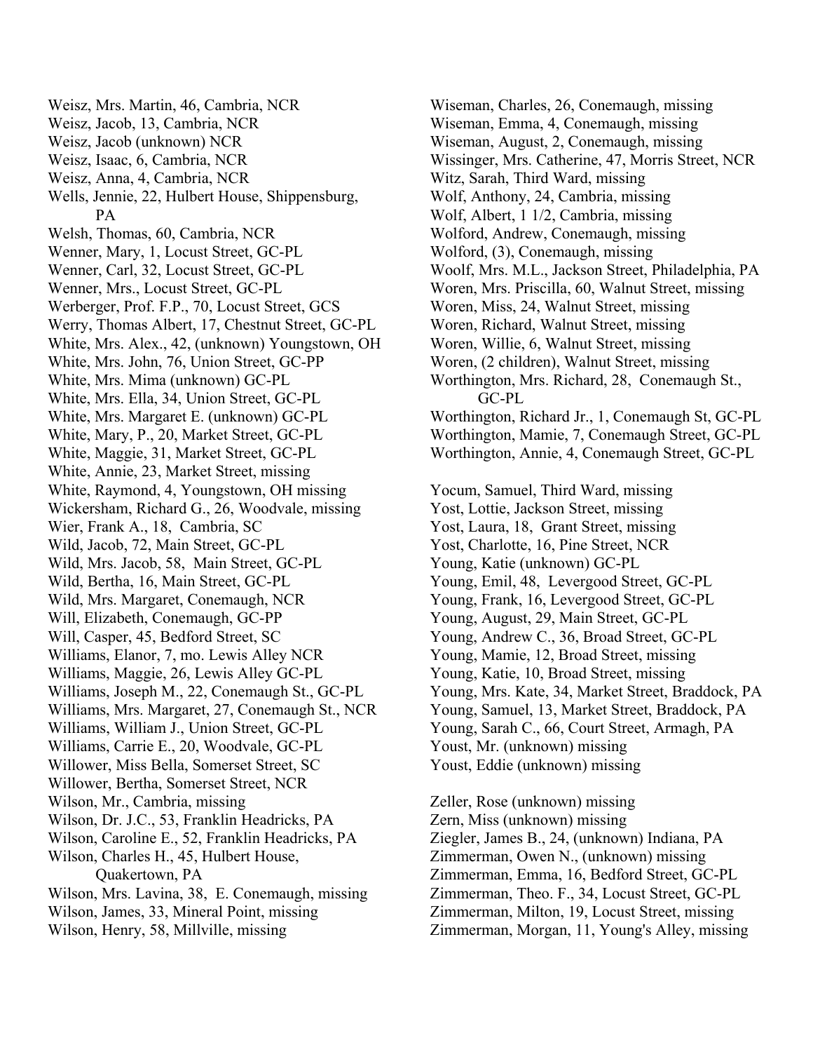Weisz, Mrs. Martin, 46, Cambria, NCR
Weisz, Jacob, 13, Cambria, NCR
Weisz, Jacob (unknown) NCR
Weisz, Isaac, 6, Cambria, NCR
Weisz, Anna, 4, Cambria, NCR
Wells, Jennie, 22, Hulbert House, Shippensburg, PA
Welsh, Thomas, 60, Cambria, NCR
Wenner, Mary, 1, Locust Street, GC-PL
Wenner, Carl, 32, Locust Street, GC-PL
Wenner, Mrs., Locust Street, GC-PL
Werberger, Prof. F.P., 70, Locust Street, GCS
Werry, Thomas Albert, 17, Chestnut Street, GC-PL
White, Mrs. Alex., 42, (unknown) Youngstown, OH
White, Mrs. John, 76, Union Street, GC-PP
White, Mrs. Mima (unknown) GC-PL
White, Mrs. Ella, 34, Union Street, GC-PL
White, Mrs. Margaret E. (unknown) GC-PL
White, Mary, P., 20, Market Street, GC-PL
White, Maggie, 31, Market Street, GC-PL
White, Annie, 23, Market Street, missing
White, Raymond, 4, Youngstown, OH missing
Wickersham, Richard G., 26, Woodvale, missing
Wier, Frank A., 18, Cambria, SC
Wild, Jacob, 72, Main Street, GC-PL
Wild, Mrs. Jacob, 58, Main Street, GC-PL
Wild, Bertha, 16, Main Street, GC-PL
Wild, Mrs. Margaret, Conemaugh, NCR
Will, Elizabeth, Conemaugh, GC-PP
Will, Casper, 45, Bedford Street, SC
Williams, Elanor, 7, mo. Lewis Alley NCR
Williams, Maggie, 26, Lewis Alley GC-PL
Williams, Joseph M., 22, Conemaugh St., GC-PL
Williams, Mrs. Margaret, 27, Conemaugh St., NCR
Williams, William J., Union Street, GC-PL
Williams, Carrie E., 20, Woodvale, GC-PL
Willower, Miss Bella, Somerset Street, SC
Willower, Bertha, Somerset Street, NCR
Wilson, Mr., Cambria, missing
Wilson, Dr. J.C., 53, Franklin Headricks, PA
Wilson, Caroline E., 52, Franklin Headricks, PA
Wilson, Charles H., 45, Hulbert House, Quakertown, PA
Wilson, Mrs. Lavina, 38, E. Conemaugh, missing
Wilson, James, 33, Mineral Point, missing
Wilson, Henry, 58, Millville, missing
Wiseman, Charles, 26, Conemaugh, missing
Wiseman, Emma, 4, Conemaugh, missing
Wiseman, August, 2, Conemaugh, missing
Wissinger, Mrs. Catherine, 47, Morris Street, NCR
Witz, Sarah, Third Ward, missing
Wolf, Anthony, 24, Cambria, missing
Wolf, Albert, 1 1/2, Cambria, missing
Wolford, Andrew, Conemaugh, missing
Wolford, (3), Conemaugh, missing
Woolf, Mrs. M.L., Jackson Street, Philadelphia, PA
Woren, Mrs. Priscilla, 60, Walnut Street, missing
Woren, Miss, 24, Walnut Street, missing
Woren, Richard, Walnut Street, missing
Woren, Willie, 6, Walnut Street, missing
Woren, (2 children), Walnut Street, missing
Worthington, Mrs. Richard, 28, Conemaugh St., GC-PL
Worthington, Richard Jr., 1, Conemaugh St, GC-PL
Worthington, Mamie, 7, Conemaugh Street, GC-PL
Worthington, Annie, 4, Conemaugh Street, GC-PL

Yocum, Samuel, Third Ward, missing
Yost, Lottie, Jackson Street, missing
Yost, Laura, 18, Grant Street, missing
Yost, Charlotte, 16, Pine Street, NCR
Young, Katie (unknown) GC-PL
Young, Emil, 48, Levergood Street, GC-PL
Young, Frank, 16, Levergood Street, GC-PL
Young, August, 29, Main Street, GC-PL
Young, Andrew C., 36, Broad Street, GC-PL
Young, Mamie, 12, Broad Street, missing
Young, Katie, 10, Broad Street, missing
Young, Mrs. Kate, 34, Market Street, Braddock, PA
Young, Samuel, 13, Market Street, Braddock, PA
Young, Sarah C., 66, Court Street, Armagh, PA
Youst, Mr. (unknown) missing
Youst, Eddie (unknown) missing

Zeller, Rose (unknown) missing
Zern, Miss (unknown) missing
Ziegler, James B., 24, (unknown) Indiana, PA
Zimmerman, Owen N., (unknown) missing
Zimmerman, Emma, 16, Bedford Street, GC-PL
Zimmerman, Theo. F., 34, Locust Street, GC-PL
Zimmerman, Milton, 19, Locust Street, missing
Zimmerman, Morgan, 11, Young's Alley, missing